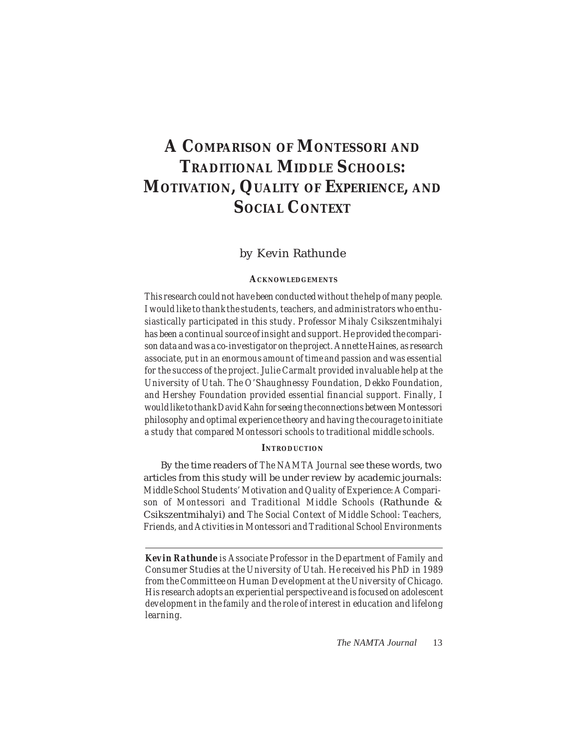# A Comparison of Montessori and Traditional Middle Schools: Motivation, Quality of Experience, and Social Context

by Kevin Rathunde

## Acknowledgements

*This research could not have been conducted without the help of many people. I would like to thank the students, teachers, and administrators who enthusiastically participated in this study. Professor Mihaly Csikszentmihalyi has been a continual source of insight and support. He provided the comparison data and was a co-investigator on the project. Annette Haines, as research associate, put in an enormous amount of time and passion and was essential for the success of the project. Julie Carmalt provided invaluable help at the University of Utah. The O'Shaughnessy Foundation, Dekko Foundation, and Hershey Foundation provided essential financial support. Finally, I would like to thank David Kahn for seeing the connections between Montessori philosophy and optimal experience theory and having the courage to initiate a study that compared Montessori schools to traditional middle schools.*

## Introduction

By the time readers of *The NAMTA Journal* see these words, two articles from this study will be under review by academic journals: *Middle School Students' Motivation and Quality of Experience: A Comparison of Montessori and Traditional Middle Schools* (Rathunde & Csikszentmihalyi) and *The Social Context of Middle School: Teachers, Friends, and Activities in Montessori and Traditional School Environments*

---

***Kevin Rathunde*** *is Associate Professor in the Department of Family and Consumer Studies at the University of Utah. He received his PhD in 1989 from the Committee on Human Development at the University of Chicago. His research adopts an experiential perspective and is focused on adolescent development in the family and the role of interest in education and lifelong learning.*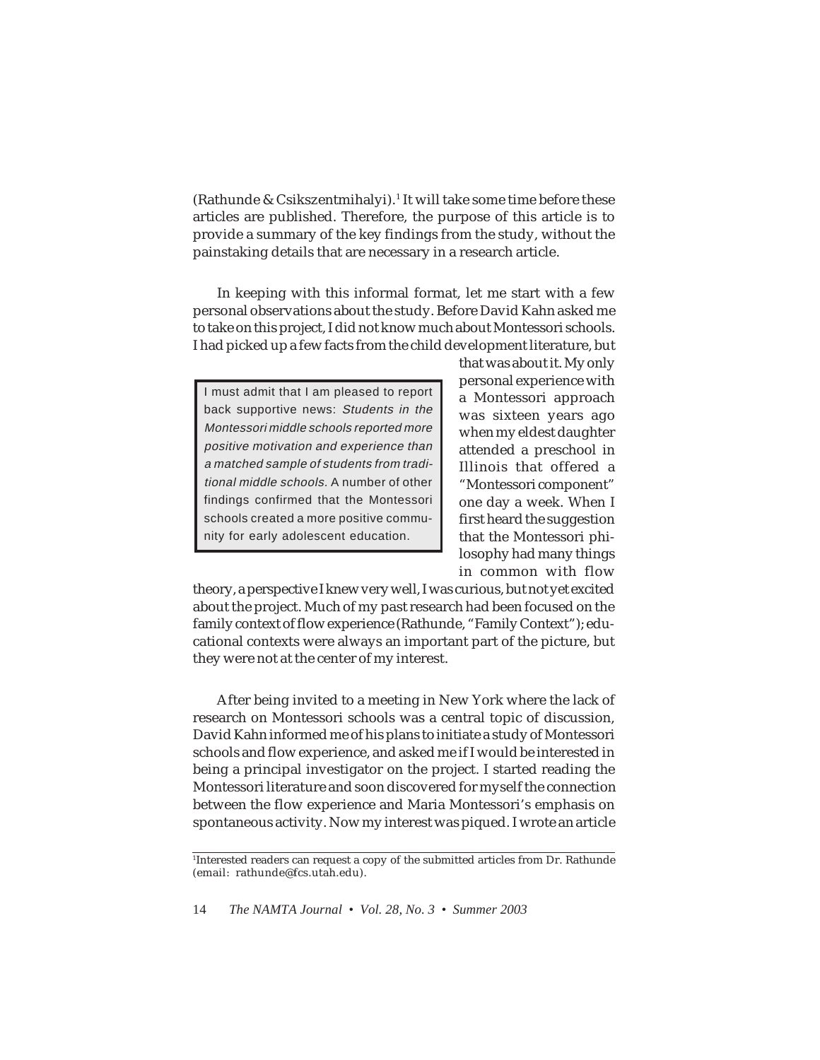(Rathunde & Csikszentmihalyi).[1] It will take some time before these articles are published. Therefore, the purpose of this article is to provide a summary of the key findings from the study, without the painstaking details that are necessary in a research article.

In keeping with this informal format, let me start with a few personal observations about the study. Before David Kahn asked me to take on this project, I did not know much about Montessori schools. I had picked up a few facts from the child development literature, but that was about it. My only personal experience with a Montessori approach was sixteen years ago when my eldest daughter attended a preschool in Illinois that offered a "Montessori component" one day a week. When I first heard the suggestion that the Montessori philosophy had many things in common with flow theory, a perspective I knew very well, I was curious, but not yet excited about the project. Much of my past research had been focused on the family context of flow experience (Rathunde, "Family Context"); educational contexts were always an important part of the picture, but they were not at the center of my interest.

> I must admit that I am pleased to report back supportive news: *Students in the Montessori middle schools reported more positive motivation and experience than a matched sample of students from traditional middle schools.* A number of other findings confirmed that the Montessori schools created a more positive community for early adolescent education.

After being invited to a meeting in New York where the lack of research on Montessori schools was a central topic of discussion, David Kahn informed me of his plans to initiate a study of Montessori schools and flow experience, and asked me if I would be interested in being a principal investigator on the project. I started reading the Montessori literature and soon discovered for myself the connection between the flow experience and Maria Montessori's emphasis on spontaneous activity. Now my interest was piqued. I wrote an article

---

[1] Interested readers can request a copy of the submitted articles from Dr. Rathunde (email: rathunde@fcs.utah.edu).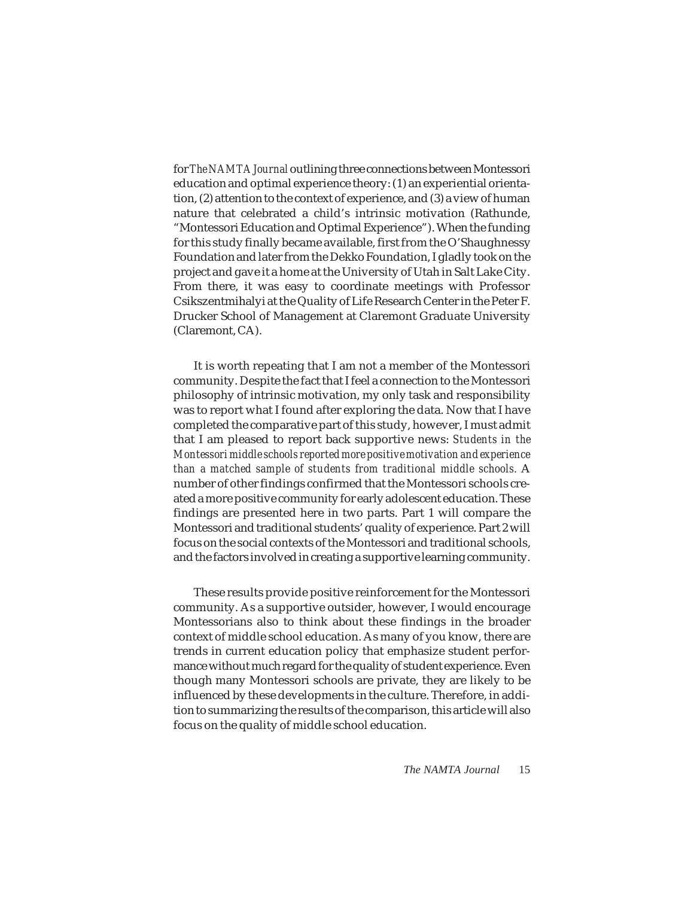for *The NAMTA Journal* outlining three connections between Montessori education and optimal experience theory: (1) an experiential orientation, (2) attention to the context of experience, and (3) a view of human nature that celebrated a child's intrinsic motivation (Rathunde, "Montessori Education and Optimal Experience"). When the funding for this study finally became available, first from the O'Shaughnessy Foundation and later from the Dekko Foundation, I gladly took on the project and gave it a home at the University of Utah in Salt Lake City. From there, it was easy to coordinate meetings with Professor Csikszentmihalyi at the Quality of Life Research Center in the Peter F. Drucker School of Management at Claremont Graduate University (Claremont, CA).

It is worth repeating that I am not a member of the Montessori community. Despite the fact that I feel a connection to the Montessori philosophy of intrinsic motivation, my only task and responsibility was to report what I found after exploring the data. Now that I have completed the comparative part of this study, however, I must admit that I am pleased to report back supportive news: *Students in the Montessori middle schools reported more positive motivation and experience than a matched sample of students from traditional middle schools.* A number of other findings confirmed that the Montessori schools created a more positive community for early adolescent education. These findings are presented here in two parts. Part 1 will compare the Montessori and traditional students' quality of experience. Part 2 will focus on the social contexts of the Montessori and traditional schools, and the factors involved in creating a supportive learning community.

These results provide positive reinforcement for the Montessori community. As a supportive outsider, however, I would encourage Montessorians also to think about these findings in the broader context of middle school education. As many of you know, there are trends in current education policy that emphasize student performance without much regard for the quality of student experience. Even though many Montessori schools are private, they are likely to be influenced by these developments in the culture. Therefore, in addition to summarizing the results of the comparison, this article will also focus on the quality of middle school education.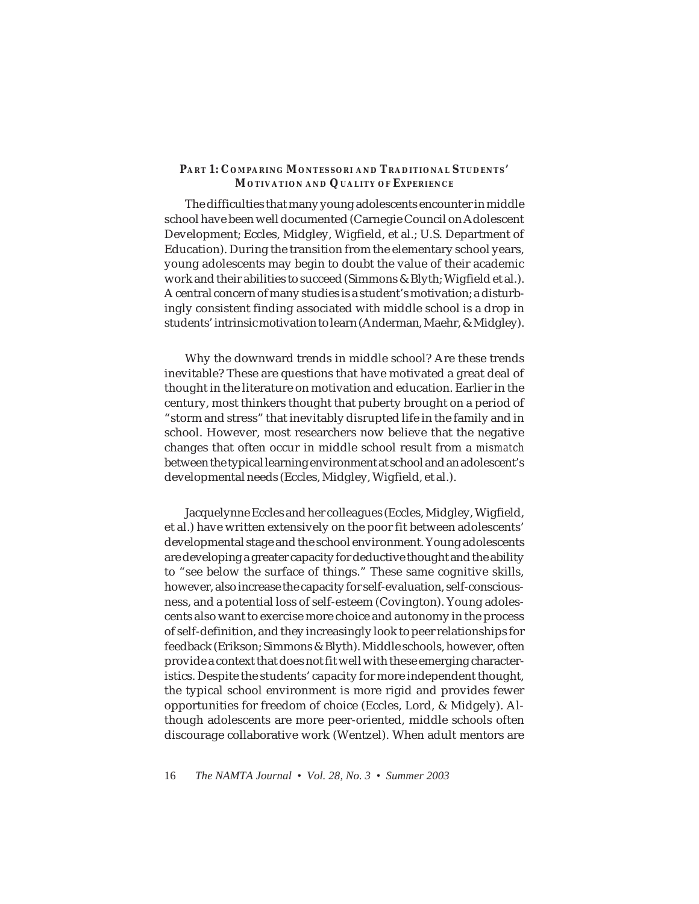## Part 1: Comparing Montessori and Traditional Students' Motivation and Quality of Experience

The difficulties that many young adolescents encounter in middle school have been well documented (Carnegie Council on Adolescent Development; Eccles, Midgley, Wigfield, et al.; U.S. Department of Education). During the transition from the elementary school years, young adolescents may begin to doubt the value of their academic work and their abilities to succeed (Simmons & Blyth; Wigfield et al.). A central concern of many studies is a student's motivation; a disturbingly consistent finding associated with middle school is a drop in students' intrinsic motivation to learn (Anderman, Maehr, & Midgley).

Why the downward trends in middle school? Are these trends inevitable? These are questions that have motivated a great deal of thought in the literature on motivation and education. Earlier in the century, most thinkers thought that puberty brought on a period of "storm and stress" that inevitably disrupted life in the family and in school. However, most researchers now believe that the negative changes that often occur in middle school result from a *mismatch* between the typical learning environment at school and an adolescent's developmental needs (Eccles, Midgley, Wigfield, et al.).

Jacquelynne Eccles and her colleagues (Eccles, Midgley, Wigfield, et al.) have written extensively on the poor fit between adolescents' developmental stage and the school environment. Young adolescents are developing a greater capacity for deductive thought and the ability to "see below the surface of things." These same cognitive skills, however, also increase the capacity for self-evaluation, self-consciousness, and a potential loss of self-esteem (Covington). Young adolescents also want to exercise more choice and autonomy in the process of self-definition, and they increasingly look to peer relationships for feedback (Erikson; Simmons & Blyth). Middle schools, however, often provide a context that does not fit well with these emerging characteristics. Despite the students' capacity for more independent thought, the typical school environment is more rigid and provides fewer opportunities for freedom of choice (Eccles, Lord, & Midgely). Although adolescents are more peer-oriented, middle schools often discourage collaborative work (Wentzel). When adult mentors are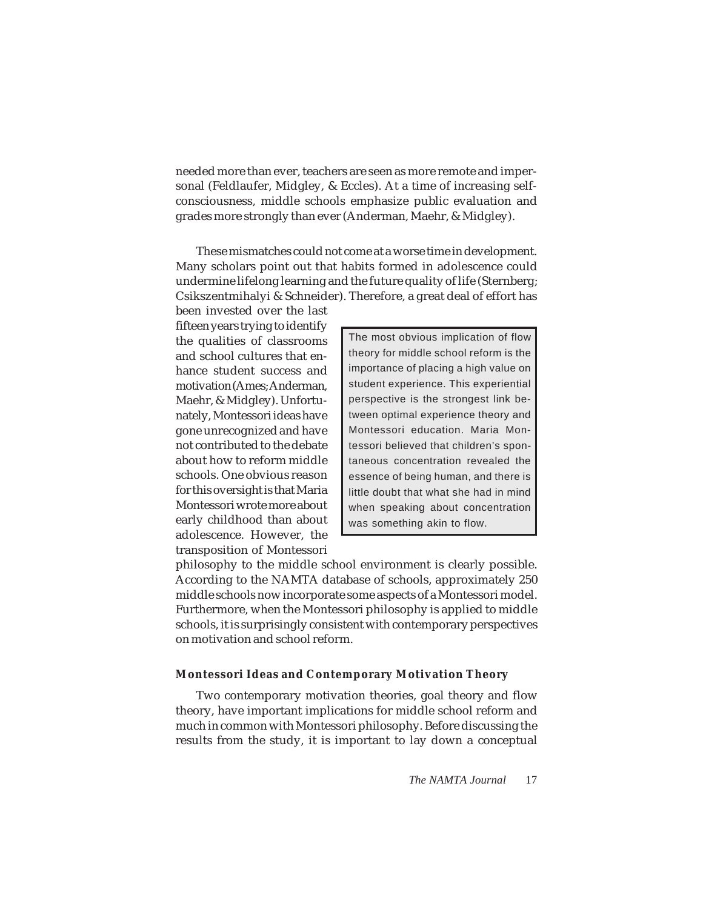needed more than ever, teachers are seen as more remote and impersonal (Feldlaufer, Midgley, & Eccles). At a time of increasing self-consciousness, middle schools emphasize public evaluation and grades more strongly than ever (Anderman, Maehr, & Midgley).

These mismatches could not come at a worse time in development. Many scholars point out that habits formed in adolescence could undermine lifelong learning and the future quality of life (Sternberg; Csikszentmihalyi & Schneider). Therefore, a great deal of effort has been invested over the last fifteen years trying to identify the qualities of classrooms and school cultures that enhance student success and motivation (Ames; Anderman, Maehr, & Midgley). Unfortunately, Montessori ideas have gone unrecognized and have not contributed to the debate about how to reform middle schools. One obvious reason for this oversight is that Maria Montessori wrote more about early childhood than about adolescence. However, the transposition of Montessori philosophy to the middle school environment is clearly possible. According to the NAMTA database of schools, approximately 250 middle schools now incorporate some aspects of a Montessori model. Furthermore, when the Montessori philosophy is applied to middle schools, it is surprisingly consistent with contemporary perspectives on motivation and school reform.

> The most obvious implication of flow theory for middle school reform is the importance of placing a high value on student experience. This experiential perspective is the strongest link between optimal experience theory and Montessori education. Maria Montessori believed that children's spontaneous concentration revealed the essence of being human, and there is little doubt that what she had in mind when speaking about concentration was something akin to flow.

### Montessori Ideas and Contemporary Motivation Theory

Two contemporary motivation theories, goal theory and flow theory, have important implications for middle school reform and much in common with Montessori philosophy. Before discussing the results from the study, it is important to lay down a conceptual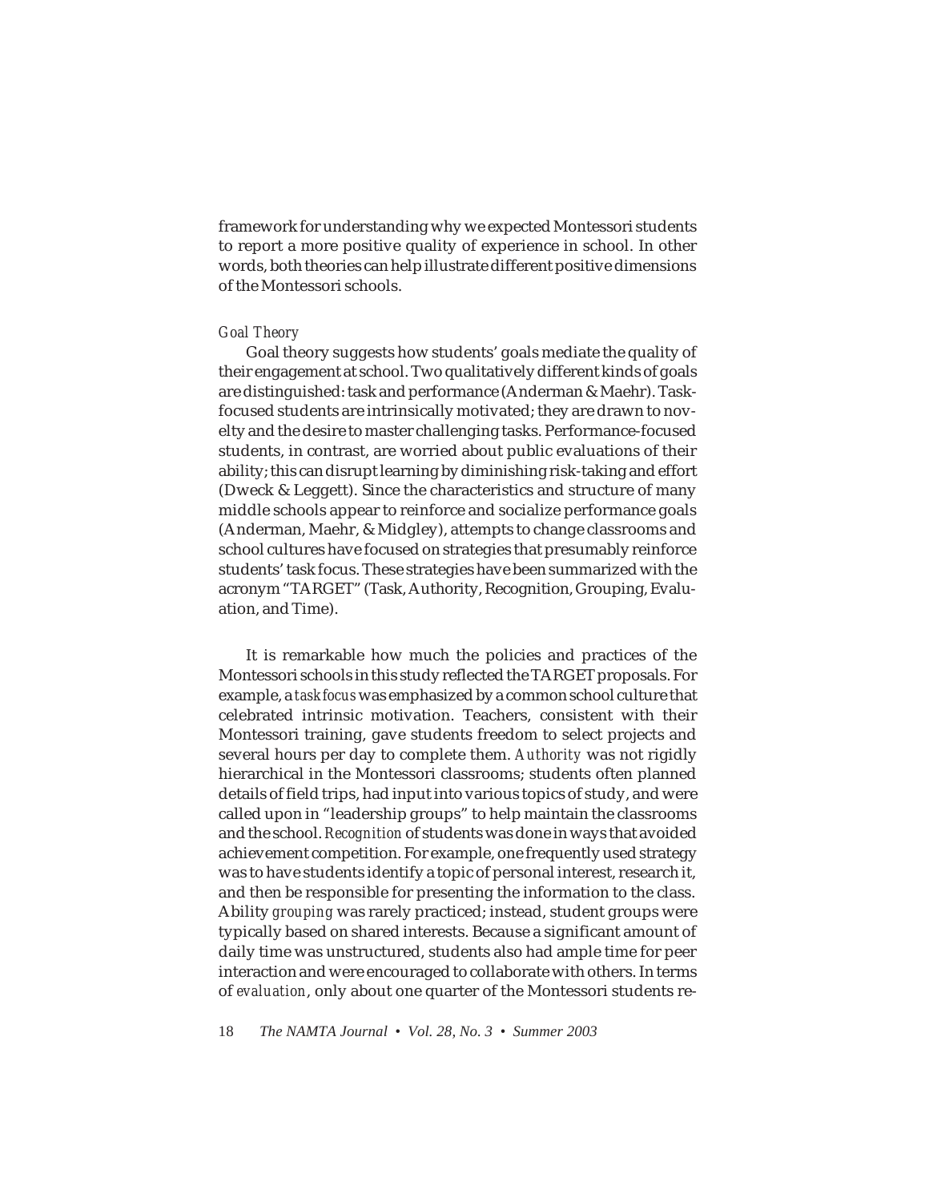framework for understanding why we expected Montessori students to report a more positive quality of experience in school. In other words, both theories can help illustrate different positive dimensions of the Montessori schools.

*Goal Theory*

Goal theory suggests how students' goals mediate the quality of their engagement at school. Two qualitatively different kinds of goals are distinguished: task and performance (Anderman & Maehr). Task-focused students are intrinsically motivated; they are drawn to novelty and the desire to master challenging tasks. Performance-focused students, in contrast, are worried about public evaluations of their ability; this can disrupt learning by diminishing risk-taking and effort (Dweck & Leggett). Since the characteristics and structure of many middle schools appear to reinforce and socialize performance goals (Anderman, Maehr, & Midgley), attempts to change classrooms and school cultures have focused on strategies that presumably reinforce students' task focus. These strategies have been summarized with the acronym "TARGET" (Task, Authority, Recognition, Grouping, Evaluation, and Time).

It is remarkable how much the policies and practices of the Montessori schools in this study reflected the TARGET proposals. For example, a *task focus* was emphasized by a common school culture that celebrated intrinsic motivation. Teachers, consistent with their Montessori training, gave students freedom to select projects and several hours per day to complete them. *Authority* was not rigidly hierarchical in the Montessori classrooms; students often planned details of field trips, had input into various topics of study, and were called upon in "leadership groups" to help maintain the classrooms and the school. *Recognition* of students was done in ways that avoided achievement competition. For example, one frequently used strategy was to have students identify a topic of personal interest, research it, and then be responsible for presenting the information to the class. Ability *grouping* was rarely practiced; instead, student groups were typically based on shared interests. Because a significant amount of daily time was unstructured, students also had ample time for peer interaction and were encouraged to collaborate with others. In terms of *evaluation*, only about one quarter of the Montessori students re-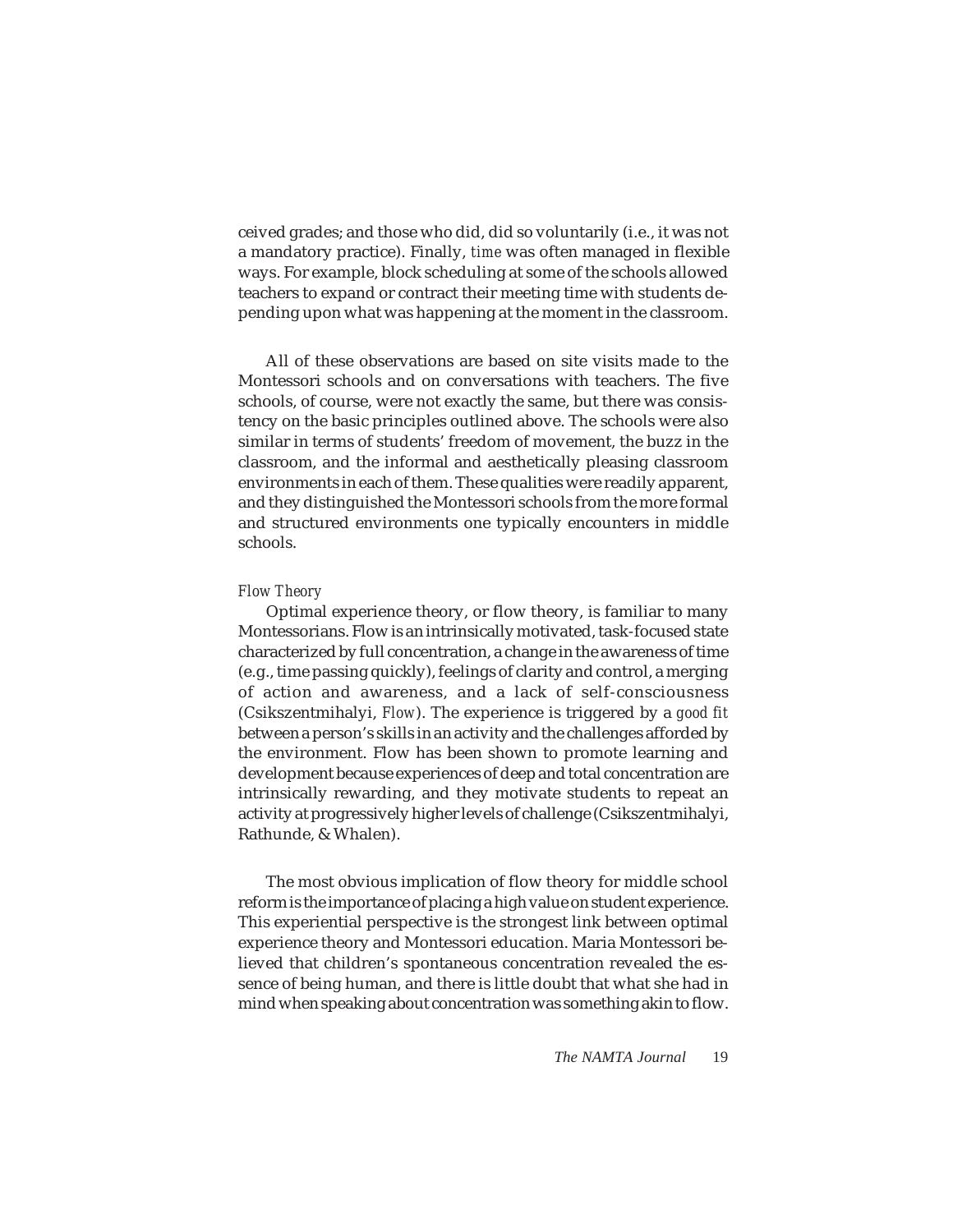ceived grades; and those who did, did so voluntarily (i.e., it was not a mandatory practice). Finally, *time* was often managed in flexible ways. For example, block scheduling at some of the schools allowed teachers to expand or contract their meeting time with students depending upon what was happening at the moment in the classroom.

All of these observations are based on site visits made to the Montessori schools and on conversations with teachers. The five schools, of course, were not exactly the same, but there was consistency on the basic principles outlined above. The schools were also similar in terms of students' freedom of movement, the buzz in the classroom, and the informal and aesthetically pleasing classroom environments in each of them. These qualities were readily apparent, and they distinguished the Montessori schools from the more formal and structured environments one typically encounters in middle schools.

*Flow Theory*

Optimal experience theory, or flow theory, is familiar to many Montessorians. Flow is an intrinsically motivated, task-focused state characterized by full concentration, a change in the awareness of time (e.g., time passing quickly), feelings of clarity and control, a merging of action and awareness, and a lack of self-consciousness (Csikszentmihalyi, *Flow*). The experience is triggered by a *good fit* between a person's skills in an activity and the challenges afforded by the environment. Flow has been shown to promote learning and development because experiences of deep and total concentration are intrinsically rewarding, and they motivate students to repeat an activity at progressively higher levels of challenge (Csikszentmihalyi, Rathunde, & Whalen).

The most obvious implication of flow theory for middle school reform is the importance of placing a high value on student experience. This experiential perspective is the strongest link between optimal experience theory and Montessori education. Maria Montessori believed that children's spontaneous concentration revealed the essence of being human, and there is little doubt that what she had in mind when speaking about concentration was something akin to flow.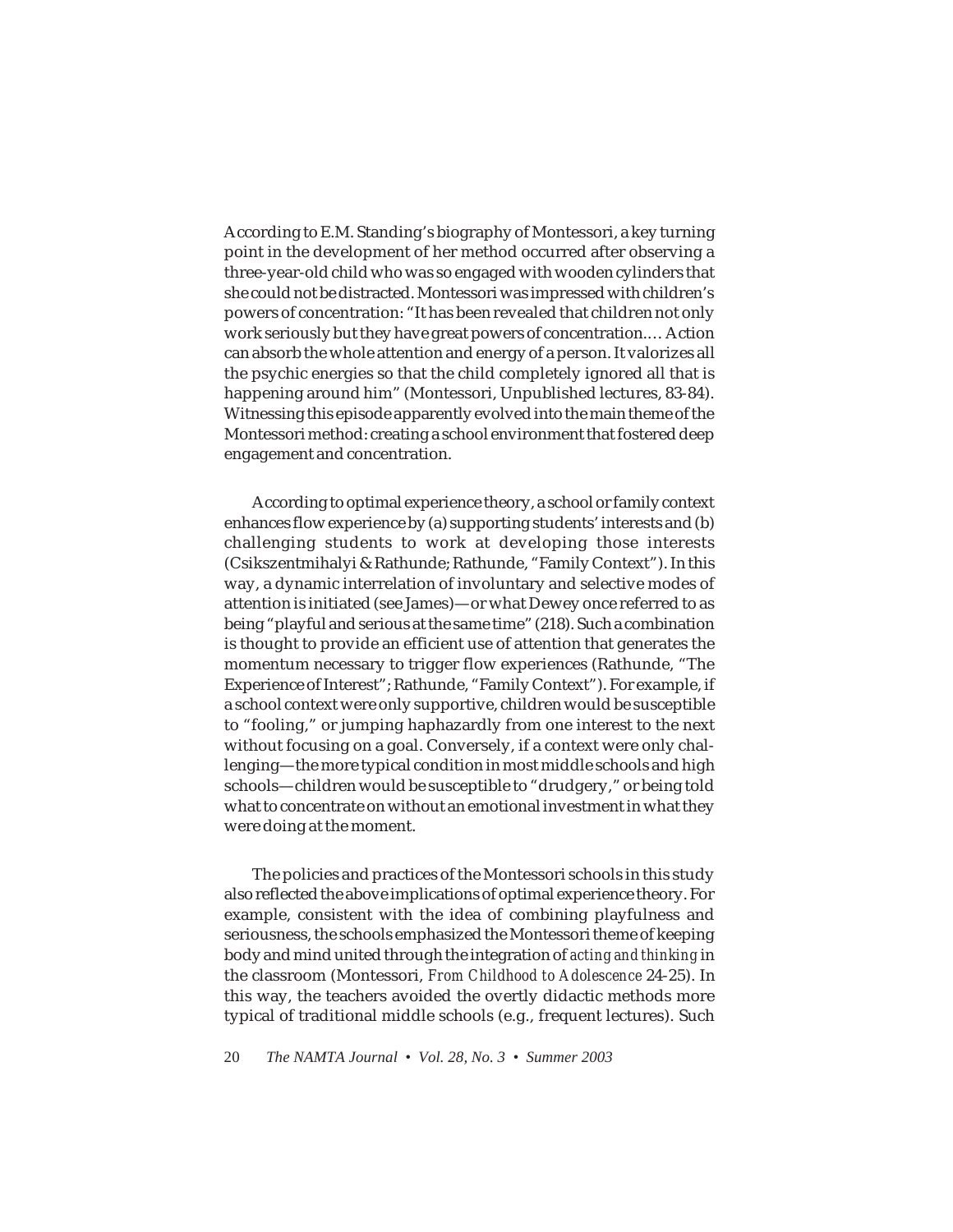According to E.M. Standing's biography of Montessori, a key turning point in the development of her method occurred after observing a three-year-old child who was so engaged with wooden cylinders that she could not be distracted. Montessori was impressed with children's powers of concentration: "It has been revealed that children not only work seriously but they have great powers of concentration.… Action can absorb the whole attention and energy of a person. It valorizes all the psychic energies so that the child completely ignored all that is happening around him" (Montessori, Unpublished lectures, 83-84). Witnessing this episode apparently evolved into the main theme of the Montessori method: creating a school environment that fostered deep engagement and concentration.

According to optimal experience theory, a school or family context enhances flow experience by (a) supporting students' interests and (b) challenging students to work at developing those interests (Csikszentmihalyi & Rathunde; Rathunde, "Family Context"). In this way, a dynamic interrelation of involuntary and selective modes of attention is initiated (see James)—or what Dewey once referred to as being "playful and serious at the same time" (218). Such a combination is thought to provide an efficient use of attention that generates the momentum necessary to trigger flow experiences (Rathunde, "The Experience of Interest"; Rathunde, "Family Context"). For example, if a school context were only supportive, children would be susceptible to "fooling," or jumping haphazardly from one interest to the next without focusing on a goal. Conversely, if a context were only challenging—the more typical condition in most middle schools and high schools—children would be susceptible to "drudgery," or being told what to concentrate on without an emotional investment in what they were doing at the moment.

The policies and practices of the Montessori schools in this study also reflected the above implications of optimal experience theory. For example, consistent with the idea of combining playfulness and seriousness, the schools emphasized the Montessori theme of keeping body and mind united through the integration of *acting and thinking* in the classroom (Montessori, *From Childhood to Adolescence* 24-25). In this way, the teachers avoided the overtly didactic methods more typical of traditional middle schools (e.g., frequent lectures). Such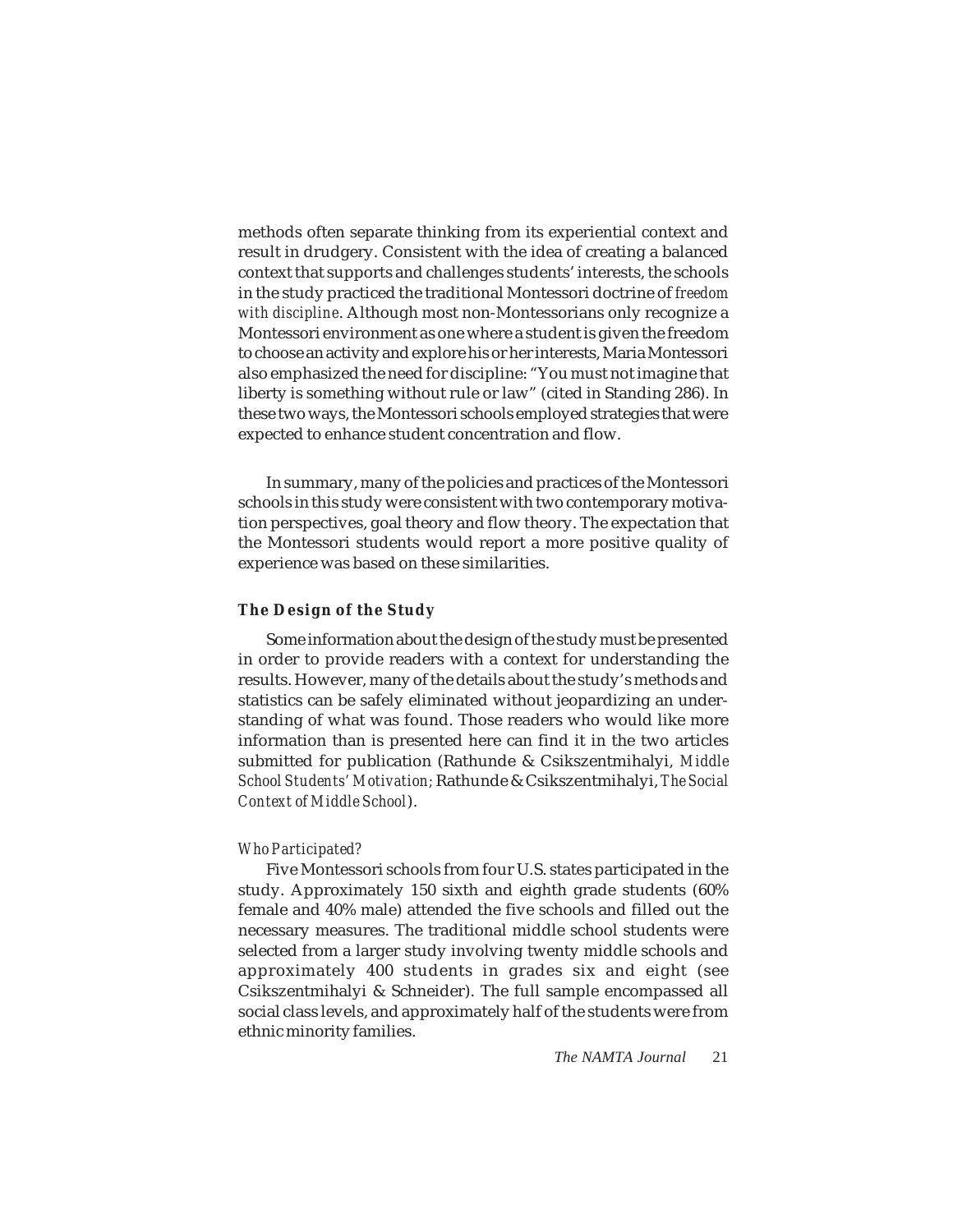methods often separate thinking from its experiential context and result in drudgery. Consistent with the idea of creating a balanced context that supports and challenges students' interests, the schools in the study practiced the traditional Montessori doctrine of *freedom with discipline*. Although most non-Montessorians only recognize a Montessori environment as one where a student is given the freedom to choose an activity and explore his or her interests, Maria Montessori also emphasized the need for discipline: "You must not imagine that liberty is something without rule or law" (cited in Standing 286). In these two ways, the Montessori schools employed strategies that were expected to enhance student concentration and flow.

In summary, many of the policies and practices of the Montessori schools in this study were consistent with two contemporary motivation perspectives, goal theory and flow theory. The expectation that the Montessori students would report a more positive quality of experience was based on these similarities.

### The Design of the Study

Some information about the design of the study must be presented in order to provide readers with a context for understanding the results. However, many of the details about the study's methods and statistics can be safely eliminated without jeopardizing an understanding of what was found. Those readers who would like more information than is presented here can find it in the two articles submitted for publication (Rathunde & Csikszentmihalyi, *Middle School Students' Motivation;* Rathunde & Csikszentmihalyi, *The Social Context of Middle School*).

#### *Who Participated?*

Five Montessori schools from four U.S. states participated in the study. Approximately 150 sixth and eighth grade students (60% female and 40% male) attended the five schools and filled out the necessary measures. The traditional middle school students were selected from a larger study involving twenty middle schools and approximately 400 students in grades six and eight (see Csikszentmihalyi & Schneider). The full sample encompassed all social class levels, and approximately half of the students were from ethnic minority families.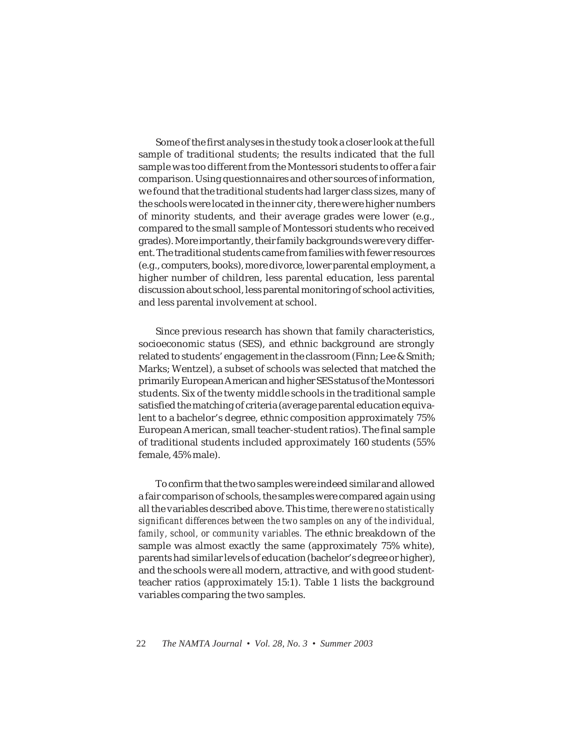Some of the first analyses in the study took a closer look at the full sample of traditional students; the results indicated that the full sample was too different from the Montessori students to offer a fair comparison. Using questionnaires and other sources of information, we found that the traditional students had larger class sizes, many of the schools were located in the inner city, there were higher numbers of minority students, and their average grades were lower (e.g., compared to the small sample of Montessori students who received grades). More importantly, their family backgrounds were very different. The traditional students came from families with fewer resources (e.g., computers, books), more divorce, lower parental employment, a higher number of children, less parental education, less parental discussion about school, less parental monitoring of school activities, and less parental involvement at school.

Since previous research has shown that family characteristics, socioeconomic status (SES), and ethnic background are strongly related to students' engagement in the classroom (Finn; Lee & Smith; Marks; Wentzel), a subset of schools was selected that matched the primarily European American and higher SES status of the Montessori students. Six of the twenty middle schools in the traditional sample satisfied the matching of criteria (average parental education equivalent to a bachelor's degree, ethnic composition approximately 75% European American, small teacher-student ratios). The final sample of traditional students included approximately 160 students (55% female, 45% male).

To confirm that the two samples were indeed similar and allowed a fair comparison of schools, the samples were compared again using all the variables described above. This time, *there were no statistically significant differences between the two samples on any of the individual, family, school, or community variables.* The ethnic breakdown of the sample was almost exactly the same (approximately 75% white), parents had similar levels of education (bachelor's degree or higher), and the schools were all modern, attractive, and with good student-teacher ratios (approximately 15:1). Table 1 lists the background variables comparing the two samples.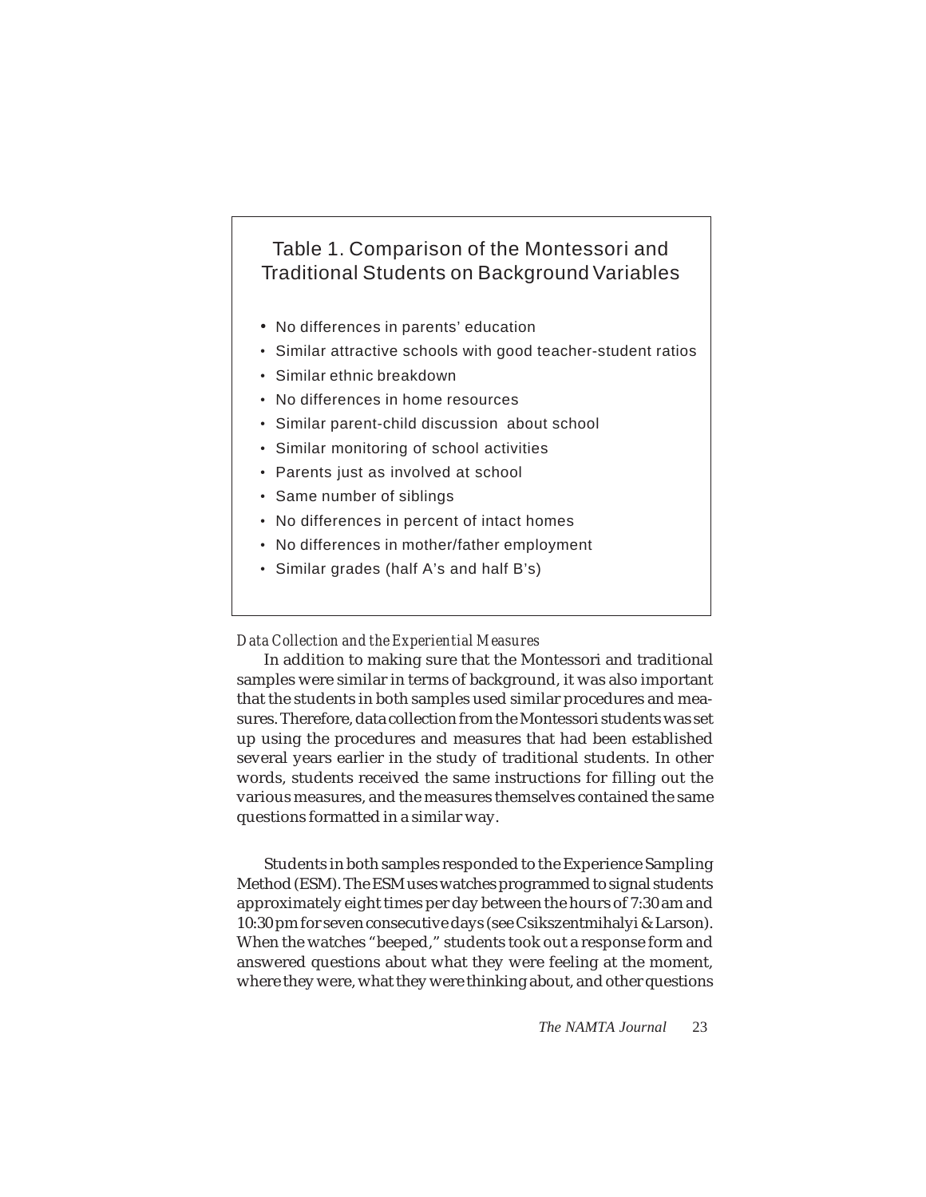### Table 1. Comparison of the Montessori and Traditional Students on Background Variables

- No differences in parents' education
- Similar attractive schools with good teacher-student ratios
- Similar ethnic breakdown
- No differences in home resources
- Similar parent-child discussion about school
- Similar monitoring of school activities
- Parents just as involved at school
- Same number of siblings
- No differences in percent of intact homes
- No differences in mother/father employment
- Similar grades (half A's and half B's)

*Data Collection and the Experiential Measures*

In addition to making sure that the Montessori and traditional samples were similar in terms of background, it was also important that the students in both samples used similar procedures and measures. Therefore, data collection from the Montessori students was set up using the procedures and measures that had been established several years earlier in the study of traditional students. In other words, students received the same instructions for filling out the various measures, and the measures themselves contained the same questions formatted in a similar way.

Students in both samples responded to the Experience Sampling Method (ESM). The ESM uses watches programmed to signal students approximately eight times per day between the hours of 7:30 am and 10:30 pm for seven consecutive days (see Csikszentmihalyi & Larson). When the watches "beeped," students took out a response form and answered questions about what they were feeling at the moment, where they were, what they were thinking about, and other questions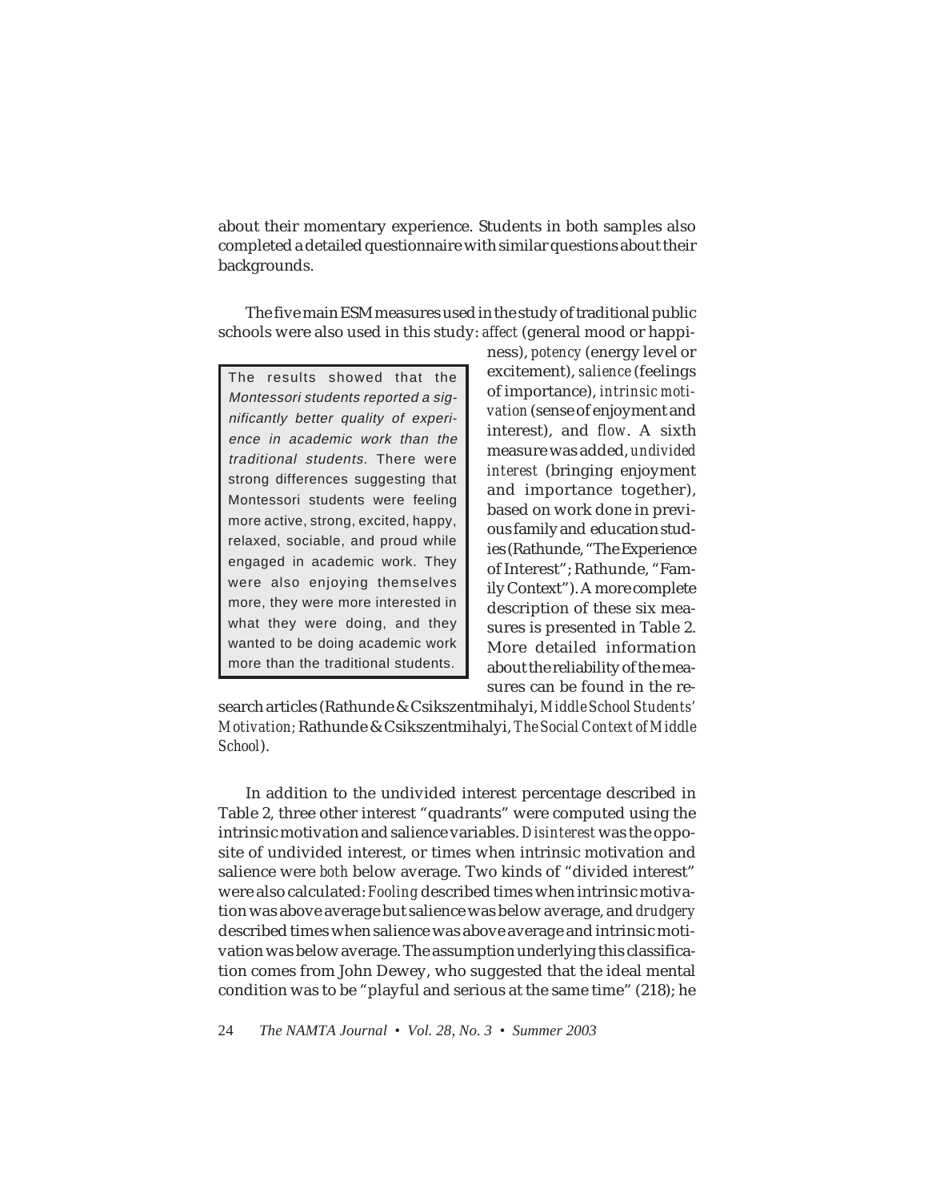about their momentary experience. Students in both samples also completed a detailed questionnaire with similar questions about their backgrounds.

The five main ESM measures used in the study of traditional public schools were also used in this study: *affect* (general mood or happiness), *potency* (energy level or excitement), *salience* (feelings of importance), *intrinsic motivation* (sense of enjoyment and interest), and *flow*. A sixth measure was added, *undivided interest* (bringing enjoyment and importance together), based on work done in previous family and education studies (Rathunde, "The Experience of Interest"; Rathunde, "Family Context"). A more complete description of these six measures is presented in Table 2. More detailed information about the reliability of the measures can be found in the research articles (Rathunde & Csikszentmihalyi, *Middle School Students' Motivation;* Rathunde & Csikszentmihalyi, *The Social Context of Middle School*).

> The results showed that the *Montessori students reported a significantly better quality of experience in academic work than the traditional students.* There were strong differences suggesting that Montessori students were feeling more active, strong, excited, happy, relaxed, sociable, and proud while engaged in academic work. They were also enjoying themselves more, they were more interested in what they were doing, and they wanted to be doing academic work more than the traditional students.

In addition to the undivided interest percentage described in Table 2, three other interest "quadrants" were computed using the intrinsic motivation and salience variables. *Disinterest* was the opposite of undivided interest, or times when intrinsic motivation and salience were *both* below average. Two kinds of "divided interest" were also calculated: *Fooling* described times when intrinsic motivation was above average but salience was below average, and *drudgery* described times when salience was above average and intrinsic motivation was below average. The assumption underlying this classification comes from John Dewey, who suggested that the ideal mental condition was to be "playful and serious at the same time" (218); he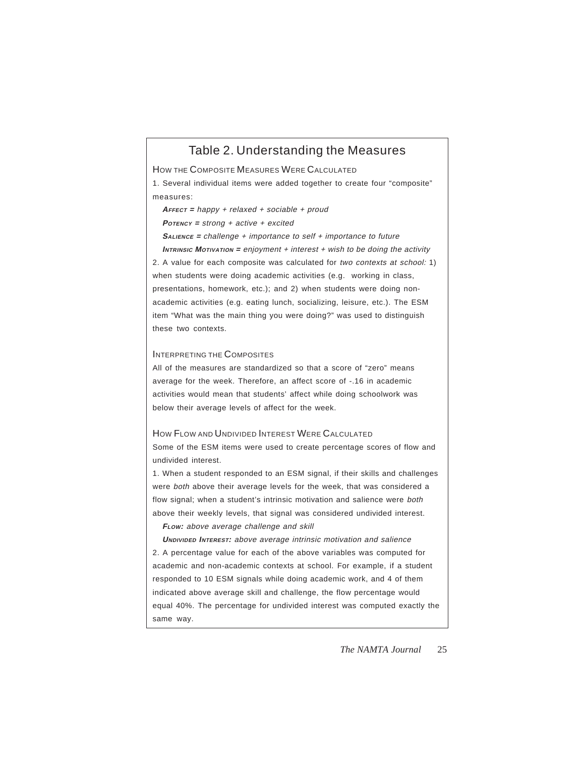## Table 2. Understanding the Measures

### How the Composite Measures Were Calculated

1. Several individual items were added together to create four "composite" measures:

   ***Affect =*** *happy + relaxed + sociable + proud*

   ***Potency =*** *strong + active + excited*

   ***Salience =*** *challenge + importance to self + importance to future*

   ***Intrinsic Motivation =*** *enjoyment + interest + wish to be doing the activity*

2. A value for each composite was calculated for *two contexts at school:* 1) when students were doing academic activities (e.g. working in class, presentations, homework, etc.); and 2) when students were doing non-academic activities (e.g. eating lunch, socializing, leisure, etc.). The ESM item "What was the main thing you were doing?" was used to distinguish these two contexts.

### Interpreting the Composites

All of the measures are standardized so that a score of "zero" means average for the week. Therefore, an affect score of -.16 in academic activities would mean that students' affect while doing schoolwork was below their average levels of affect for the week.

### How Flow and Undivided Interest Were Calculated

Some of the ESM items were used to create percentage scores of flow and undivided interest.

1. When a student responded to an ESM signal, if their skills and challenges were *both* above their average levels for the week, that was considered a flow signal; when a student's intrinsic motivation and salience were *both* above their weekly levels, that signal was considered undivided interest.

   ***Flow:*** *above average challenge and skill*

   ***Undivided Interest:*** *above average intrinsic motivation and salience*

2. A percentage value for each of the above variables was computed for academic and non-academic contexts at school. For example, if a student responded to 10 ESM signals while doing academic work, and 4 of them indicated above average skill and challenge, the flow percentage would equal 40%. The percentage for undivided interest was computed exactly the same way.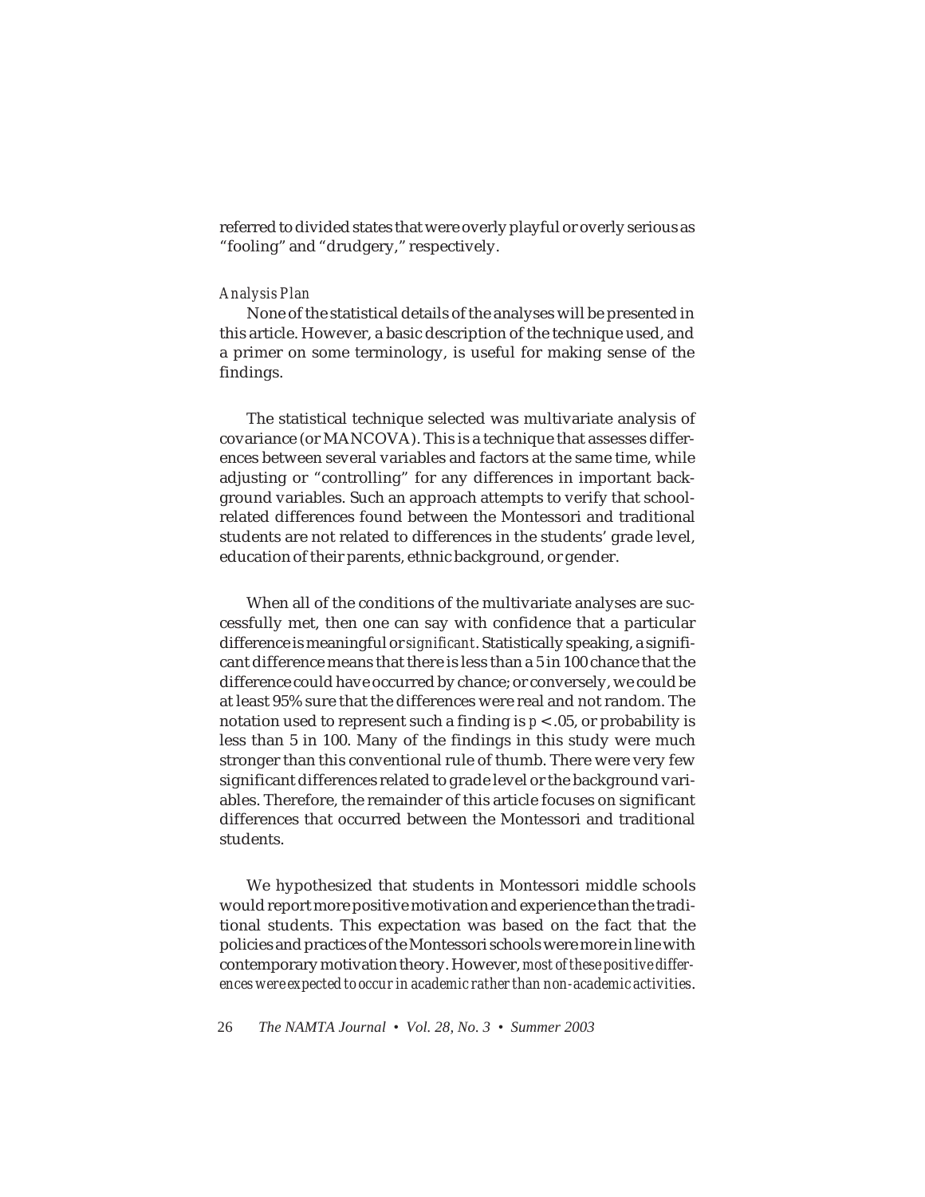referred to divided states that were overly playful or overly serious as "fooling" and "drudgery," respectively.

### *Analysis Plan*

None of the statistical details of the analyses will be presented in this article. However, a basic description of the technique used, and a primer on some terminology, is useful for making sense of the findings.

The statistical technique selected was multivariate analysis of covariance (or MANCOVA). This is a technique that assesses differences between several variables and factors at the same time, while adjusting or "controlling" for any differences in important background variables. Such an approach attempts to verify that school-related differences found between the Montessori and traditional students are not related to differences in the students' grade level, education of their parents, ethnic background, or gender.

When all of the conditions of the multivariate analyses are successfully met, then one can say with confidence that a particular difference is meaningful or *significant*. Statistically speaking, a significant difference means that there is less than a 5 in 100 chance that the difference could have occurred by chance; or conversely, we could be at least 95% sure that the differences were real and not random. The notation used to represent such a finding is $p < .05$, or probability is less than 5 in 100. Many of the findings in this study were much stronger than this conventional rule of thumb. There were very few significant differences related to grade level or the background variables. Therefore, the remainder of this article focuses on significant differences that occurred between the Montessori and traditional students.

We hypothesized that students in Montessori middle schools would report more positive motivation and experience than the traditional students. This expectation was based on the fact that the policies and practices of the Montessori schools were more in line with contemporary motivation theory. However, *most of these positive differences were expected to occur in academic rather than non-academic activities*.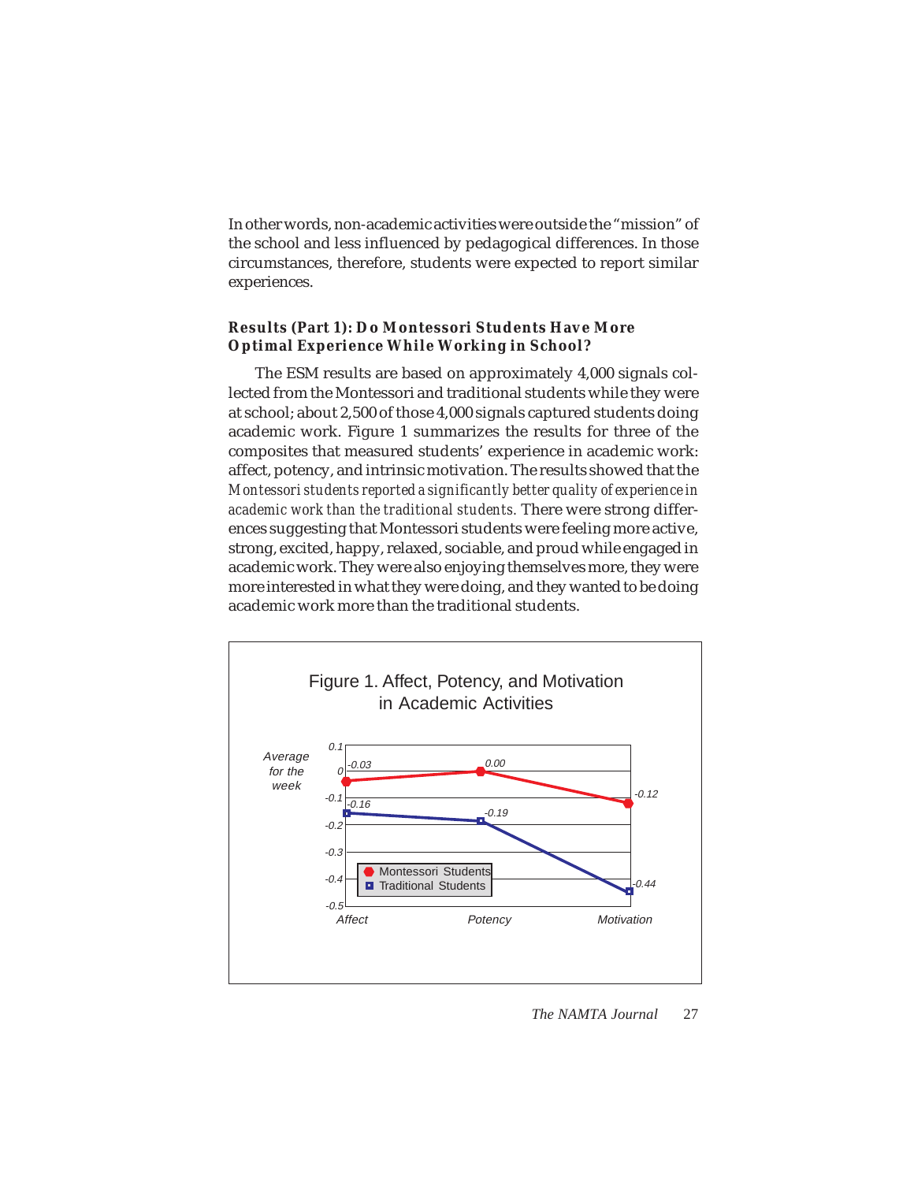In other words, non-academic activities were outside the "mission" of the school and less influenced by pedagogical differences. In those circumstances, therefore, students were expected to report similar experiences.

### Results (Part 1): Do Montessori Students Have More Optimal Experience While Working in School?

The ESM results are based on approximately 4,000 signals collected from the Montessori and traditional students while they were at school; about 2,500 of those 4,000 signals captured students doing academic work. Figure 1 summarizes the results for three of the composites that measured students' experience in academic work: affect, potency, and intrinsic motivation. The results showed that the *Montessori students reported a significantly better quality of experience in academic work than the traditional students.* There were strong differences suggesting that Montessori students were feeling more active, strong, excited, happy, relaxed, sociable, and proud while engaged in academic work. They were also enjoying themselves more, they were more interested in what they were doing, and they wanted to be doing academic work more than the traditional students.

Figure 1. Affect, Potency, and Motivation in Academic Activities

Average for the week

0.1
0
-0.1
-0.2
-0.3
-0.4
-0.5

-0.03
0.00
-0.12
-0.16
-0.19
-0.44

Montessori Students
Traditional Students

Affect
Potency
Motivation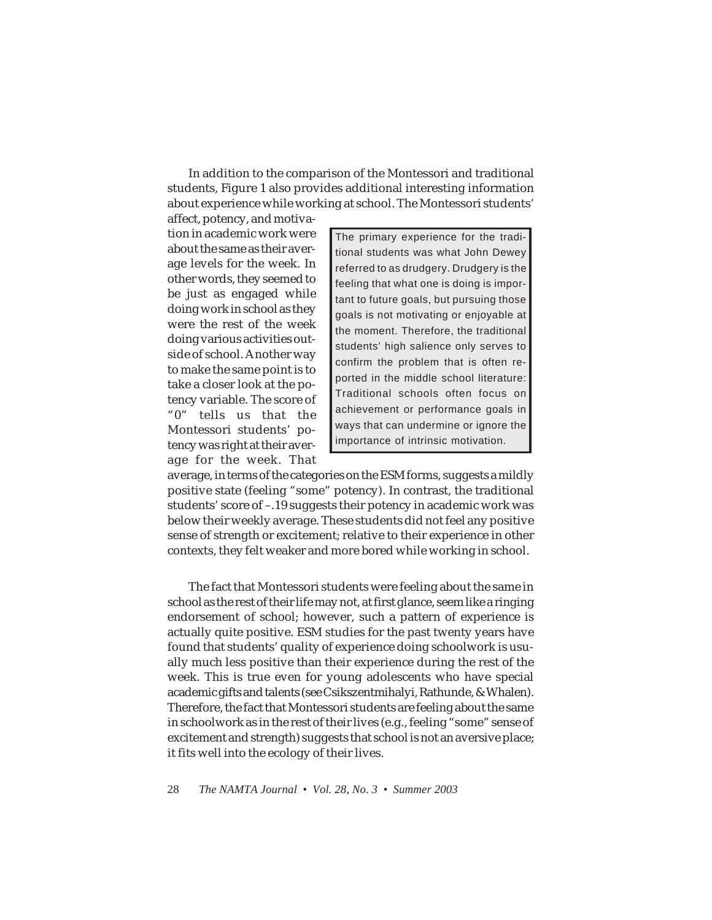In addition to the comparison of the Montessori and traditional students, Figure 1 also provides additional interesting information about experience while working at school. The Montessori students' affect, potency, and motivation in academic work were about the same as their average levels for the week. In other words, they seemed to be just as engaged while doing work in school as they were the rest of the week doing various activities outside of school. Another way to make the same point is to take a closer look at the potency variable. The score of "0" tells us that the Montessori students' potency was right at their average for the week. That average, in terms of the categories on the ESM forms, suggests a mildly positive state (feeling "some" potency). In contrast, the traditional students' score of –.19 suggests their potency in academic work was below their weekly average. These students did not feel any positive sense of strength or excitement; relative to their experience in other contexts, they felt weaker and more bored while working in school.

> The primary experience for the traditional students was what John Dewey referred to as drudgery. Drudgery is the feeling that what one is doing is important to future goals, but pursuing those goals is not motivating or enjoyable at the moment. Therefore, the traditional students' high salience only serves to confirm the problem that is often reported in the middle school literature: Traditional schools often focus on achievement or performance goals in ways that can undermine or ignore the importance of intrinsic motivation.

The fact that Montessori students were feeling about the same in school as the rest of their life may not, at first glance, seem like a ringing endorsement of school; however, such a pattern of experience is actually quite positive. ESM studies for the past twenty years have found that students' quality of experience doing schoolwork is usually much less positive than their experience during the rest of the week. This is true even for young adolescents who have special academic gifts and talents (see Csikszentmihalyi, Rathunde, & Whalen). Therefore, the fact that Montessori students are feeling about the same in schoolwork as in the rest of their lives (e.g., feeling "some" sense of excitement and strength) suggests that school is not an aversive place; it fits well into the ecology of their lives.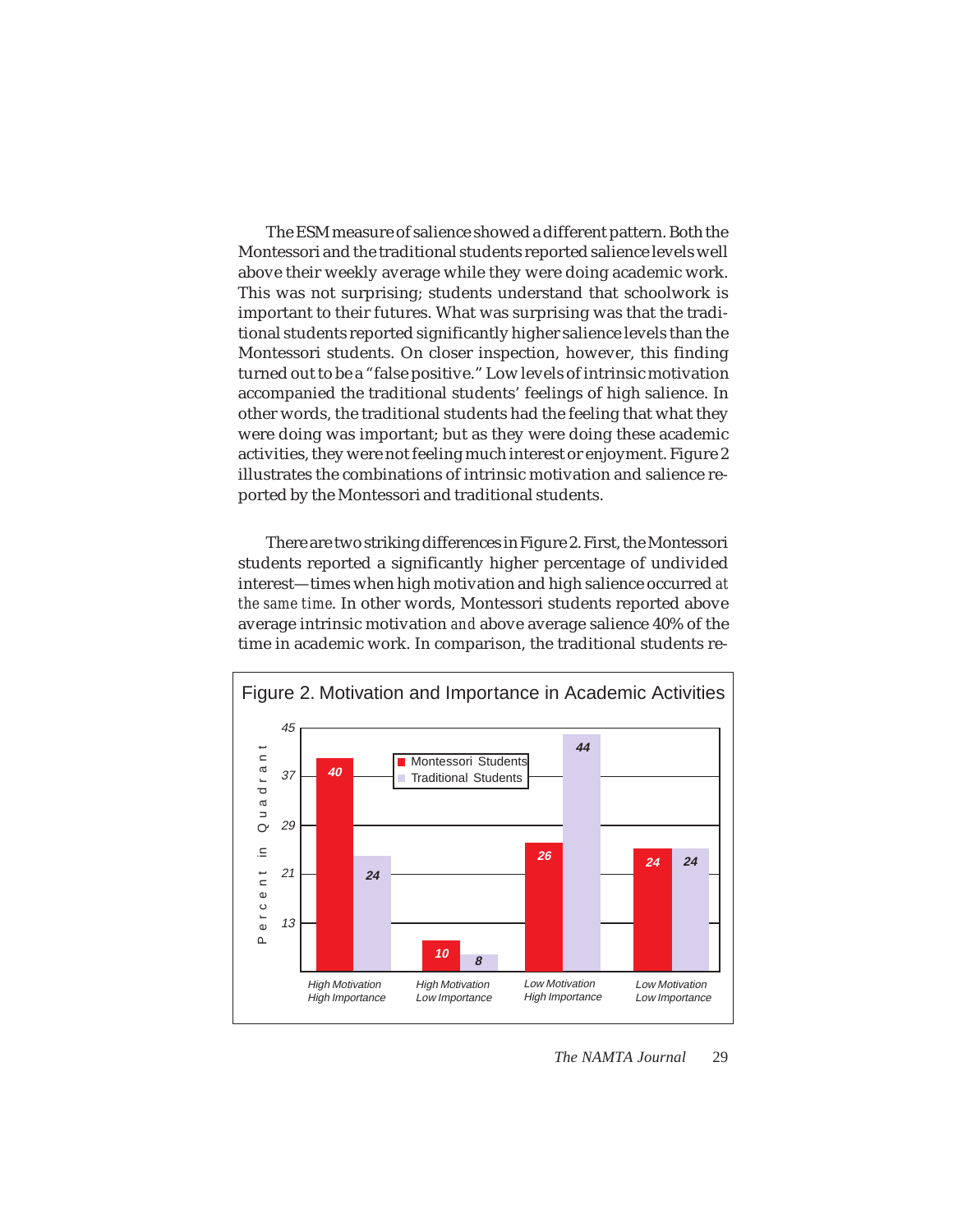The ESM measure of salience showed a different pattern. Both the Montessori and the traditional students reported salience levels well above their weekly average while they were doing academic work. This was not surprising; students understand that schoolwork is important to their futures. What was surprising was that the traditional students reported significantly higher salience levels than the Montessori students. On closer inspection, however, this finding turned out to be a "false positive." Low levels of intrinsic motivation accompanied the traditional students' feelings of high salience. In other words, the traditional students had the feeling that what they were doing was important; but as they were doing these academic activities, they were not feeling much interest or enjoyment. Figure 2 illustrates the combinations of intrinsic motivation and salience reported by the Montessori and traditional students.

There are two striking differences in Figure 2. First, the Montessori students reported a significantly higher percentage of undivided interest—times when high motivation and high salience occurred *at the same time*. In other words, Montessori students reported above average intrinsic motivation *and* above average salience 40% of the time in academic work. In comparison, the traditional students re-

Figure 2. Motivation and Importance in Academic Activities

Percent in Quadrant

45
37
29
21
13

Montessori Students
Traditional Students

40
24
10
8
26
44
24
24

High Motivation High Importance
High Motivation Low Importance
Low Motivation High Importance
Low Motivation Low Importance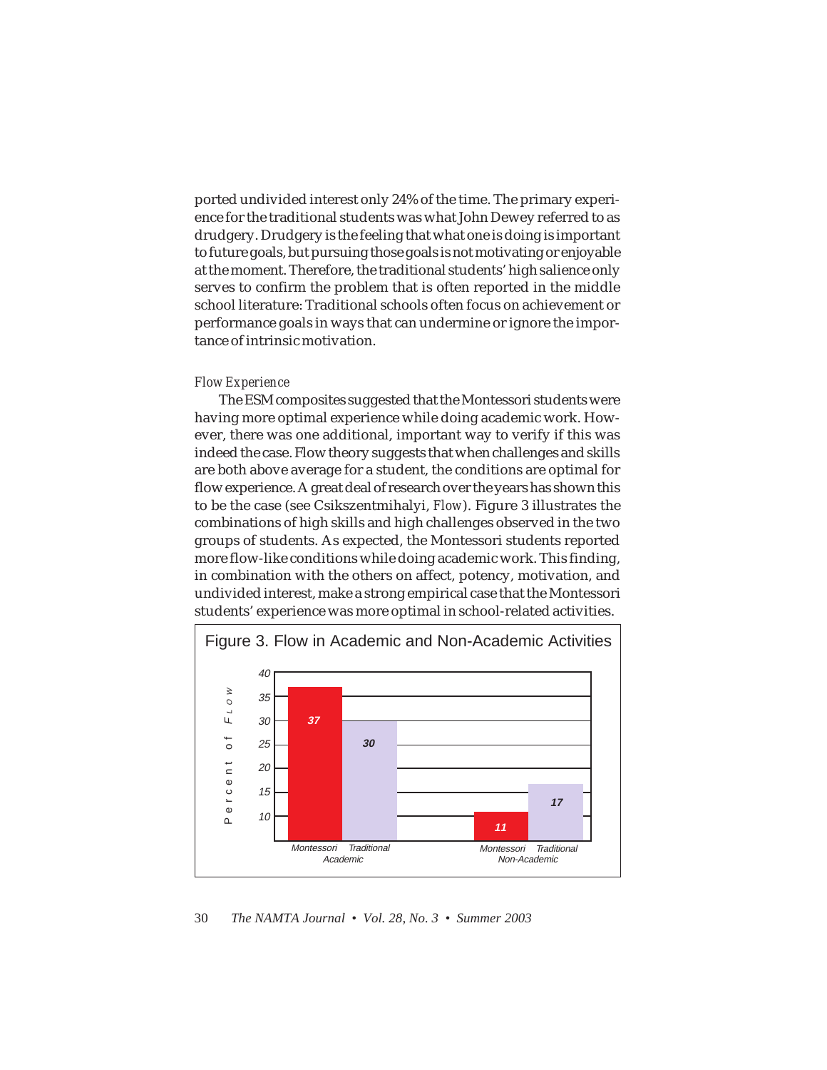ported undivided interest only 24% of the time. The primary experience for the traditional students was what John Dewey referred to as drudgery. Drudgery is the feeling that what one is doing is important to future goals, but pursuing those goals is not motivating or enjoyable at the moment. Therefore, the traditional students' high salience only serves to confirm the problem that is often reported in the middle school literature: Traditional schools often focus on achievement or performance goals in ways that can undermine or ignore the importance of intrinsic motivation.

*Flow Experience*

The ESM composites suggested that the Montessori students were having more optimal experience while doing academic work. However, there was one additional, important way to verify if this was indeed the case. Flow theory suggests that when challenges and skills are both above average for a student, the conditions are optimal for flow experience. A great deal of research over the years has shown this to be the case (see Csikszentmihalyi, *Flow*). Figure 3 illustrates the combinations of high skills and high challenges observed in the two groups of students. As expected, the Montessori students reported more flow-like conditions while doing academic work. This finding, in combination with the others on affect, potency, motivation, and undivided interest, make a strong empirical case that the Montessori students' experience was more optimal in school-related activities.

Figure 3. Flow in Academic and Non-Academic Activities

Percent of Flow

40
35
30
25
20
15
10

37
30
11
17

Montessori Traditional
Academic

Montessori Traditional
Non-Academic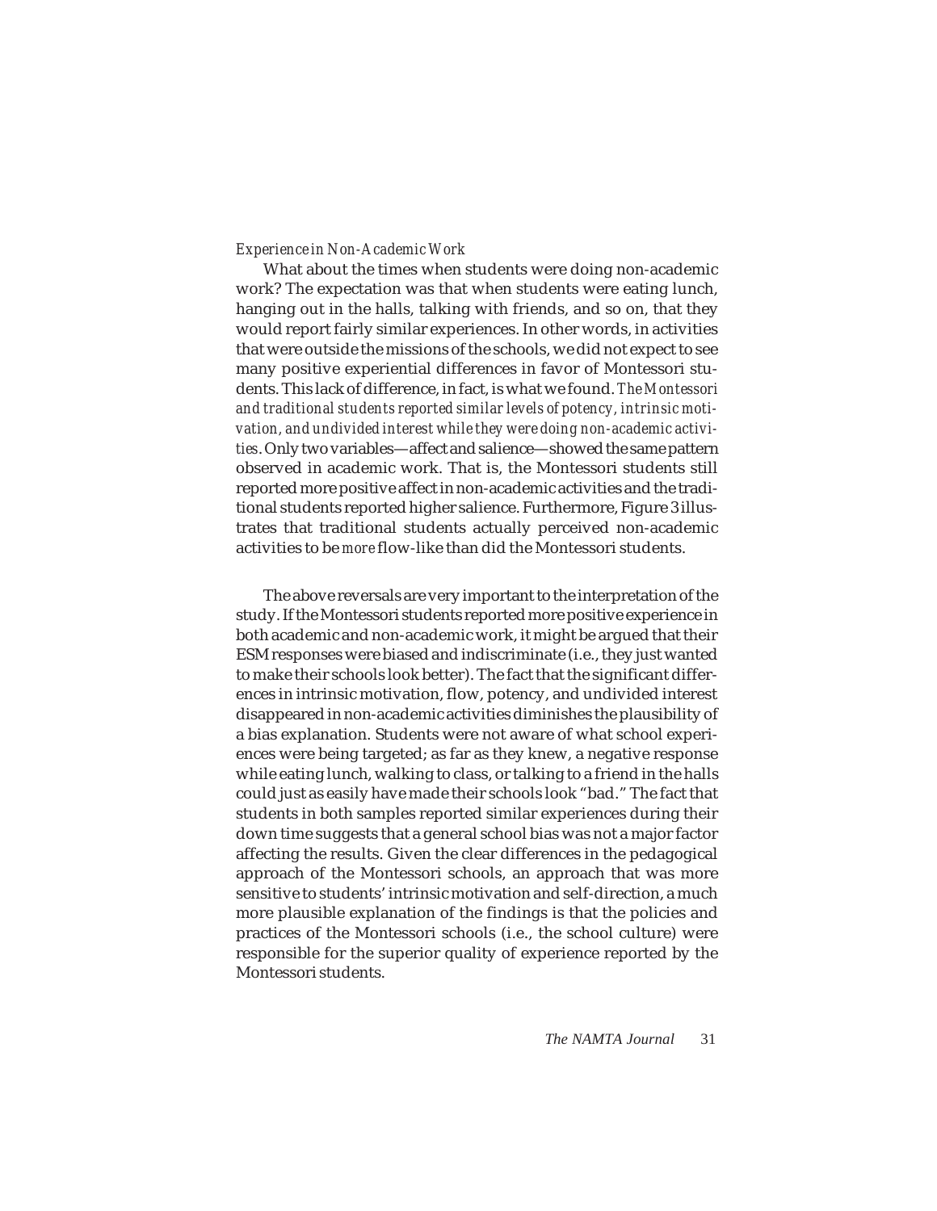*Experience in Non-Academic Work*

What about the times when students were doing non-academic work? The expectation was that when students were eating lunch, hanging out in the halls, talking with friends, and so on, that they would report fairly similar experiences. In other words, in activities that were outside the missions of the schools, we did not expect to see many positive experiential differences in favor of Montessori students. This lack of difference, in fact, is what we found. *The Montessori and traditional students reported similar levels of potency, intrinsic motivation, and undivided interest while they were doing non-academic activities*. Only two variables—affect and salience—showed the same pattern observed in academic work. That is, the Montessori students still reported more positive affect in non-academic activities and the traditional students reported higher salience. Furthermore, Figure 3 illustrates that traditional students actually perceived non-academic activities to be *more* flow-like than did the Montessori students.

The above reversals are very important to the interpretation of the study. If the Montessori students reported more positive experience in both academic and non-academic work, it might be argued that their ESM responses were biased and indiscriminate (i.e., they just wanted to make their schools look better). The fact that the significant differences in intrinsic motivation, flow, potency, and undivided interest disappeared in non-academic activities diminishes the plausibility of a bias explanation. Students were not aware of what school experiences were being targeted; as far as they knew, a negative response while eating lunch, walking to class, or talking to a friend in the halls could just as easily have made their schools look "bad." The fact that students in both samples reported similar experiences during their down time suggests that a general school bias was not a major factor affecting the results. Given the clear differences in the pedagogical approach of the Montessori schools, an approach that was more sensitive to students' intrinsic motivation and self-direction, a much more plausible explanation of the findings is that the policies and practices of the Montessori schools (i.e., the school culture) were responsible for the superior quality of experience reported by the Montessori students.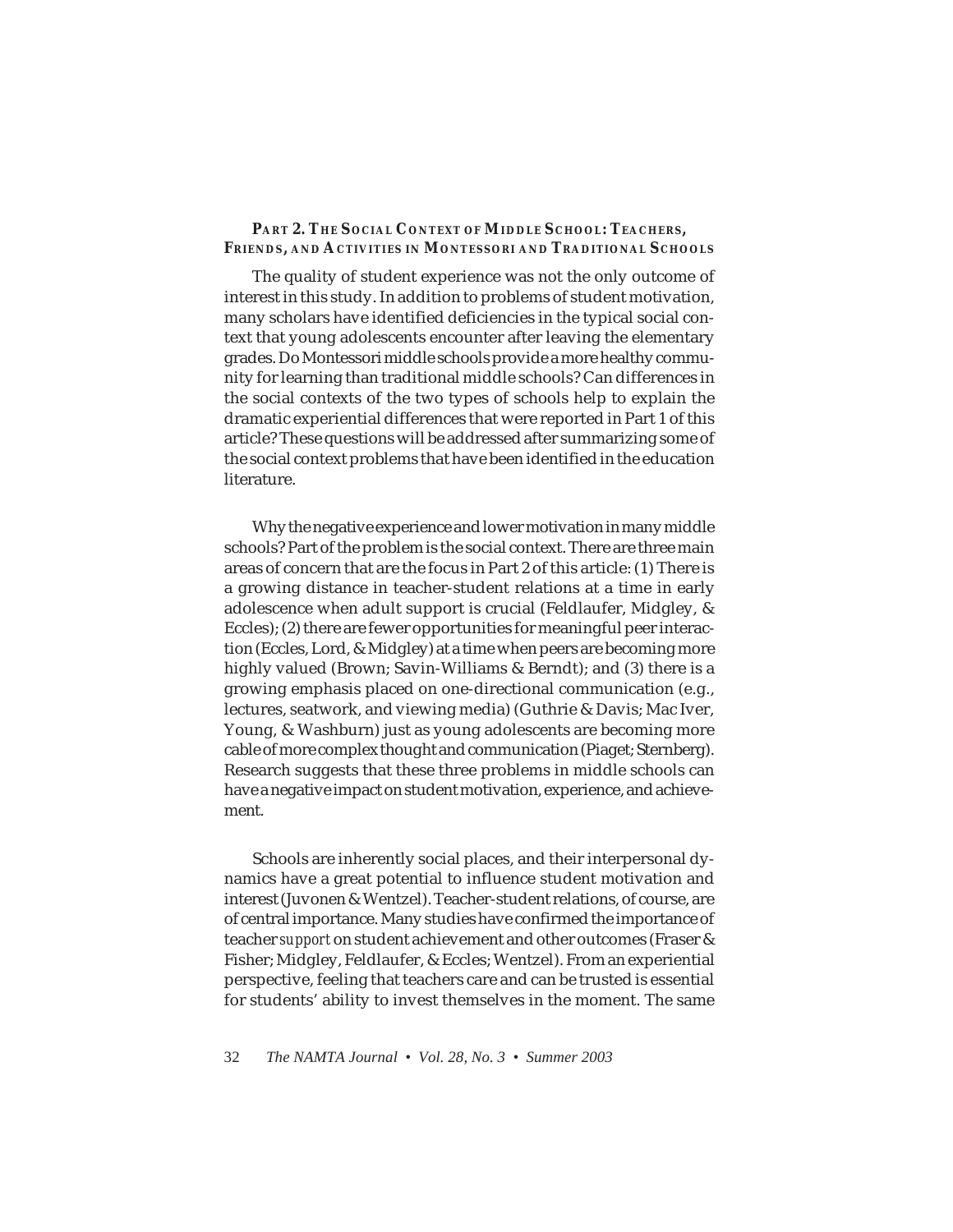## Part 2. The Social Context of Middle School: Teachers, Friends, and Activities in Montessori and Traditional Schools

The quality of student experience was not the only outcome of interest in this study. In addition to problems of student motivation, many scholars have identified deficiencies in the typical social context that young adolescents encounter after leaving the elementary grades. Do Montessori middle schools provide a more healthy community for learning than traditional middle schools? Can differences in the social contexts of the two types of schools help to explain the dramatic experiential differences that were reported in Part 1 of this article? These questions will be addressed after summarizing some of the social context problems that have been identified in the education literature.

Why the negative experience and lower motivation in many middle schools? Part of the problem is the social context. There are three main areas of concern that are the focus in Part 2 of this article: (1) There is a growing distance in teacher-student relations at a time in early adolescence when adult support is crucial (Feldlaufer, Midgley, & Eccles); (2) there are fewer opportunities for meaningful peer interaction (Eccles, Lord, & Midgley) at a time when peers are becoming more highly valued (Brown; Savin-Williams & Berndt); and (3) there is a growing emphasis placed on one-directional communication (e.g., lectures, seatwork, and viewing media) (Guthrie & Davis; Mac Iver, Young, & Washburn) just as young adolescents are becoming more cable of more complex thought and communication (Piaget; Sternberg). Research suggests that these three problems in middle schools can have a negative impact on student motivation, experience, and achievement.

Schools are inherently social places, and their interpersonal dynamics have a great potential to influence student motivation and interest (Juvonen & Wentzel). Teacher-student relations, of course, are of central importance. Many studies have confirmed the importance of teacher *support* on student achievement and other outcomes (Fraser & Fisher; Midgley, Feldlaufer, & Eccles; Wentzel). From an experiential perspective, feeling that teachers care and can be trusted is essential for students' ability to invest themselves in the moment. The same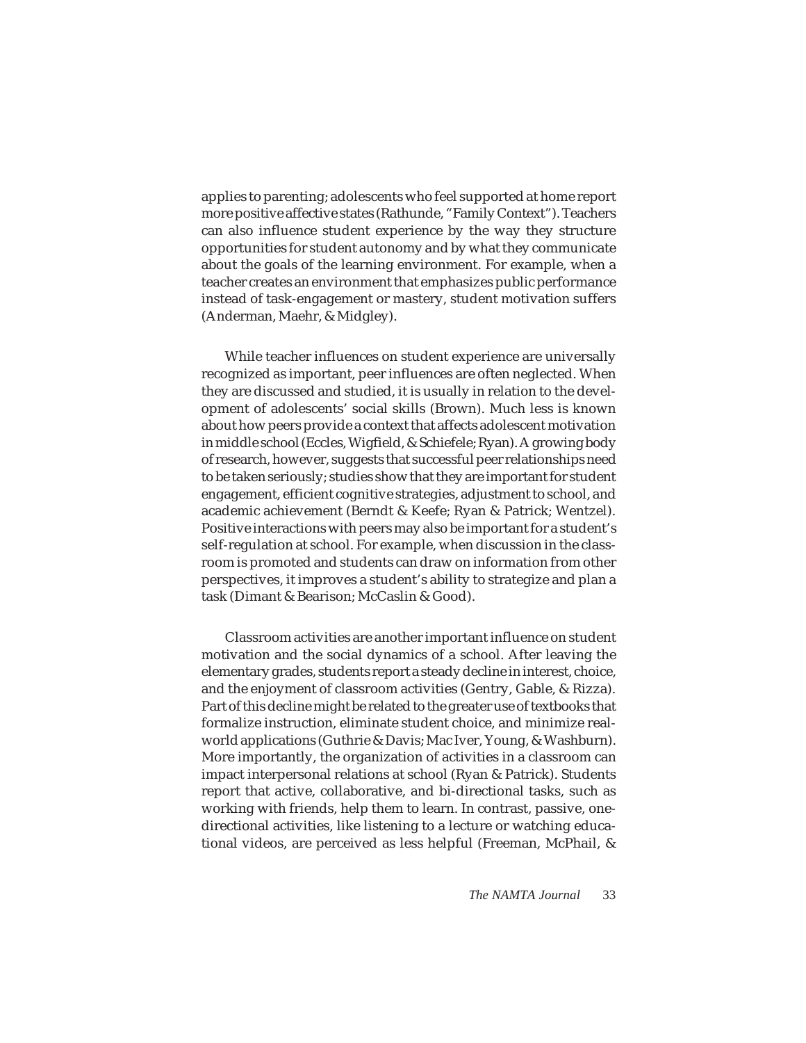applies to parenting; adolescents who feel supported at home report more positive affective states (Rathunde, "Family Context"). Teachers can also influence student experience by the way they structure opportunities for student autonomy and by what they communicate about the goals of the learning environment. For example, when a teacher creates an environment that emphasizes public performance instead of task-engagement or mastery, student motivation suffers (Anderman, Maehr, & Midgley).

While teacher influences on student experience are universally recognized as important, peer influences are often neglected. When they are discussed and studied, it is usually in relation to the development of adolescents' social skills (Brown). Much less is known about how peers provide a context that affects adolescent motivation in middle school (Eccles, Wigfield, & Schiefele; Ryan). A growing body of research, however, suggests that successful peer relationships need to be taken seriously; studies show that they are important for student engagement, efficient cognitive strategies, adjustment to school, and academic achievement (Berndt & Keefe; Ryan & Patrick; Wentzel). Positive interactions with peers may also be important for a student's self-regulation at school. For example, when discussion in the classroom is promoted and students can draw on information from other perspectives, it improves a student's ability to strategize and plan a task (Dimant & Bearison; McCaslin & Good).

Classroom activities are another important influence on student motivation and the social dynamics of a school. After leaving the elementary grades, students report a steady decline in interest, choice, and the enjoyment of classroom activities (Gentry, Gable, & Rizza). Part of this decline might be related to the greater use of textbooks that formalize instruction, eliminate student choice, and minimize real-world applications (Guthrie & Davis; Mac Iver, Young, & Washburn). More importantly, the organization of activities in a classroom can impact interpersonal relations at school (Ryan & Patrick). Students report that active, collaborative, and bi-directional tasks, such as working with friends, help them to learn. In contrast, passive, one-directional activities, like listening to a lecture or watching educational videos, are perceived as less helpful (Freeman, McPhail, &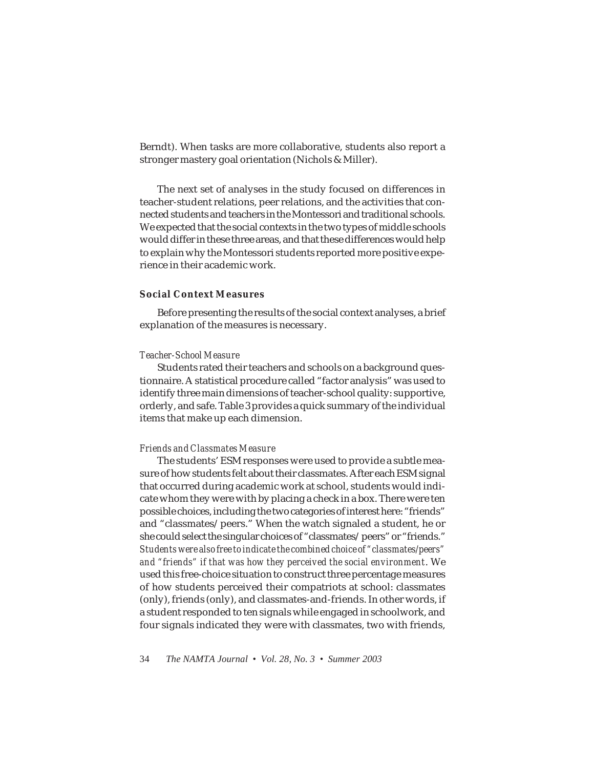Berndt). When tasks are more collaborative, students also report a stronger mastery goal orientation (Nichols & Miller).

The next set of analyses in the study focused on differences in teacher-student relations, peer relations, and the activities that connected students and teachers in the Montessori and traditional schools. We expected that the social contexts in the two types of middle schools would differ in these three areas, and that these differences would help to explain why the Montessori students reported more positive experience in their academic work.

### Social Context Measures

Before presenting the results of the social context analyses, a brief explanation of the measures is necessary.

#### *Teacher-School Measure*

Students rated their teachers and schools on a background questionnaire. A statistical procedure called "factor analysis" was used to identify three main dimensions of teacher-school quality: supportive, orderly, and safe. Table 3 provides a quick summary of the individual items that make up each dimension.

#### *Friends and Classmates Measure*

The students' ESM responses were used to provide a subtle measure of how students felt about their classmates. After each ESM signal that occurred during academic work at school, students would indicate whom they were with by placing a check in a box. There were ten possible choices, including the two categories of interest here: "friends" and "classmates/peers." When the watch signaled a student, he or she could select the singular choices of "classmates/peers" or "friends." *Students were also free to indicate the combined choice of "classmates/peers" and "friends" if that was how they perceived the social environment.* We used this free-choice situation to construct three percentage measures of how students perceived their compatriots at school: classmates (only), friends (only), and classmates-and-friends. In other words, if a student responded to ten signals while engaged in schoolwork, and four signals indicated they were with classmates, two with friends,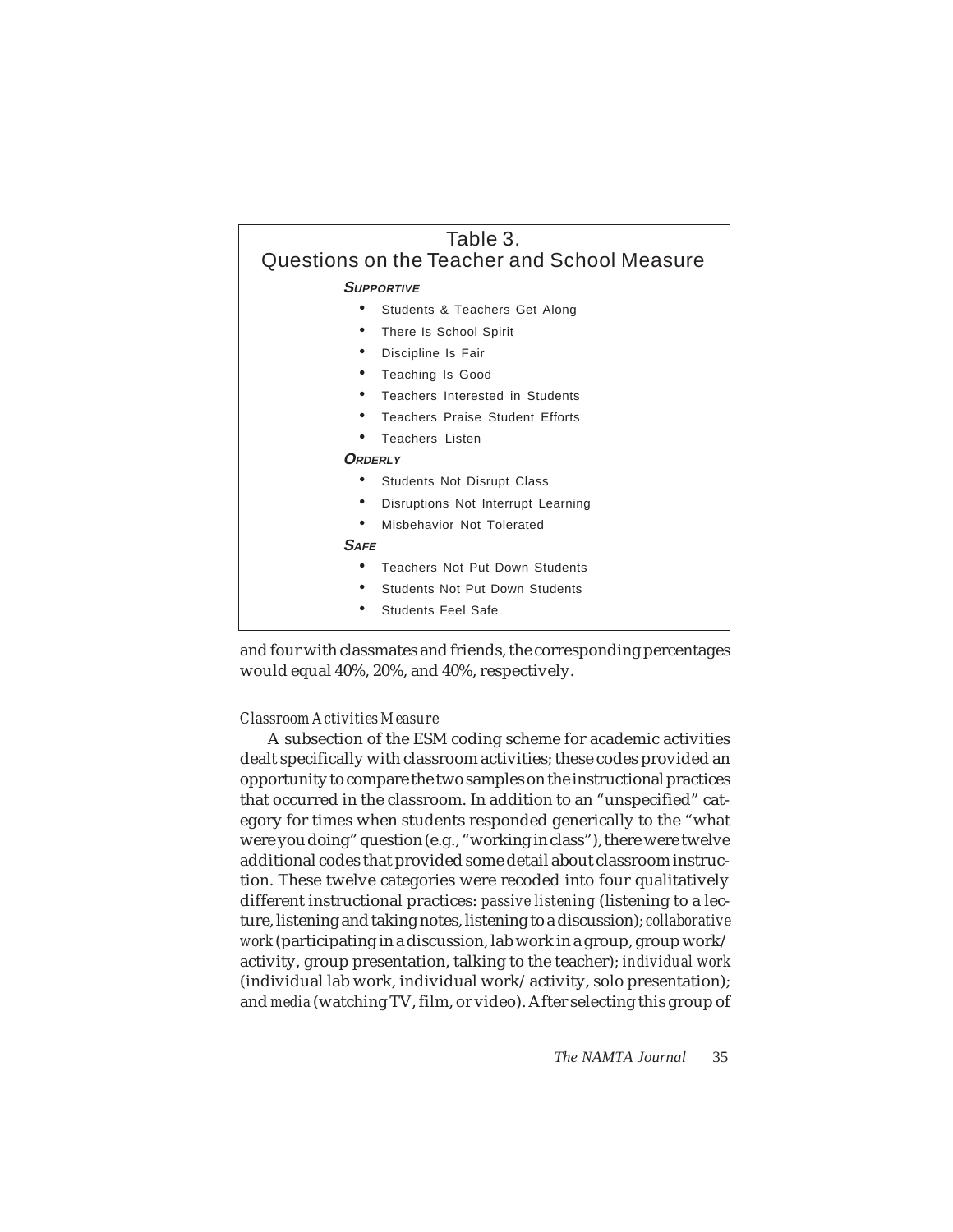Table 3.
Questions on the Teacher and School Measure

**SUPPORTIVE**

- Students & Teachers Get Along
- There Is School Spirit
- Discipline Is Fair
- Teaching Is Good
- Teachers Interested in Students
- Teachers Praise Student Efforts
- Teachers Listen

**ORDERLY**

- Students Not Disrupt Class
- Disruptions Not Interrupt Learning
- Misbehavior Not Tolerated

**SAFE**

- Teachers Not Put Down Students
- Students Not Put Down Students
- Students Feel Safe

and four with classmates and friends, the corresponding percentages would equal 40%, 20%, and 40%, respectively.

*Classroom Activities Measure*

A subsection of the ESM coding scheme for academic activities dealt specifically with classroom activities; these codes provided an opportunity to compare the two samples on the instructional practices that occurred in the classroom. In addition to an "unspecified" category for times when students responded generically to the "what were you doing" question (e.g., "working in class"), there were twelve additional codes that provided some detail about classroom instruction. These twelve categories were recoded into four qualitatively different instructional practices: *passive listening* (listening to a lecture, listening and taking notes, listening to a discussion); *collaborative work* (participating in a discussion, lab work in a group, group work/activity, group presentation, talking to the teacher); *individual work* (individual lab work, individual work/activity, solo presentation); and *media* (watching TV, film, or video). After selecting this group of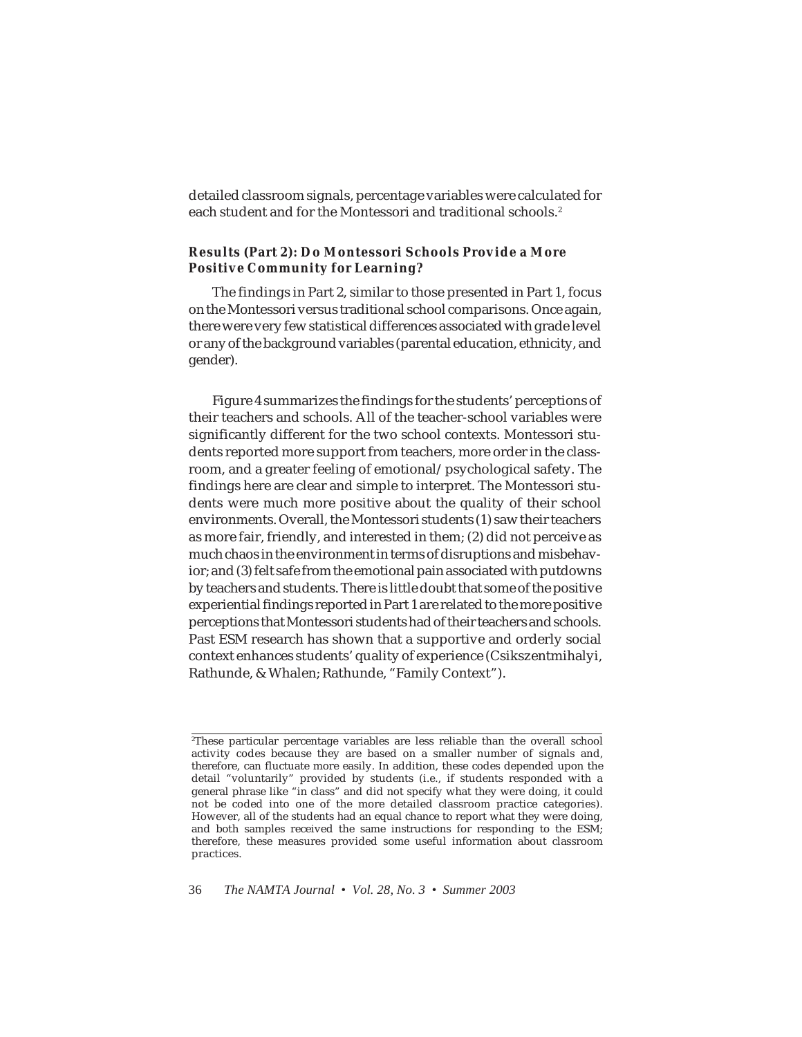detailed classroom signals, percentage variables were calculated for each student and for the Montessori and traditional schools.[2]

### Results (Part 2): Do Montessori Schools Provide a More Positive Community for Learning?

The findings in Part 2, similar to those presented in Part 1, focus on the Montessori versus traditional school comparisons. Once again, there were very few statistical differences associated with grade level or any of the background variables (parental education, ethnicity, and gender).

Figure 4 summarizes the findings for the students' perceptions of their teachers and schools. All of the teacher-school variables were significantly different for the two school contexts. Montessori students reported more support from teachers, more order in the classroom, and a greater feeling of emotional/psychological safety. The findings here are clear and simple to interpret. The Montessori students were much more positive about the quality of their school environments. Overall, the Montessori students (1) saw their teachers as more fair, friendly, and interested in them; (2) did not perceive as much chaos in the environment in terms of disruptions and misbehavior; and (3) felt safe from the emotional pain associated with putdowns by teachers and students. There is little doubt that some of the positive experiential findings reported in Part 1 are related to the more positive perceptions that Montessori students had of their teachers and schools. Past ESM research has shown that a supportive and orderly social context enhances students' quality of experience (Csikszentmihalyi, Rathunde, & Whalen; Rathunde, "Family Context").

---

[2]These particular percentage variables are less reliable than the overall school activity codes because they are based on a smaller number of signals and, therefore, can fluctuate more easily. In addition, these codes depended upon the detail "voluntarily" provided by students (i.e., if students responded with a general phrase like "in class" and did not specify what they were doing, it could not be coded into one of the more detailed classroom practice categories). However, all of the students had an equal chance to report what they were doing, and both samples received the same instructions for responding to the ESM; therefore, these measures provided some useful information about classroom practices.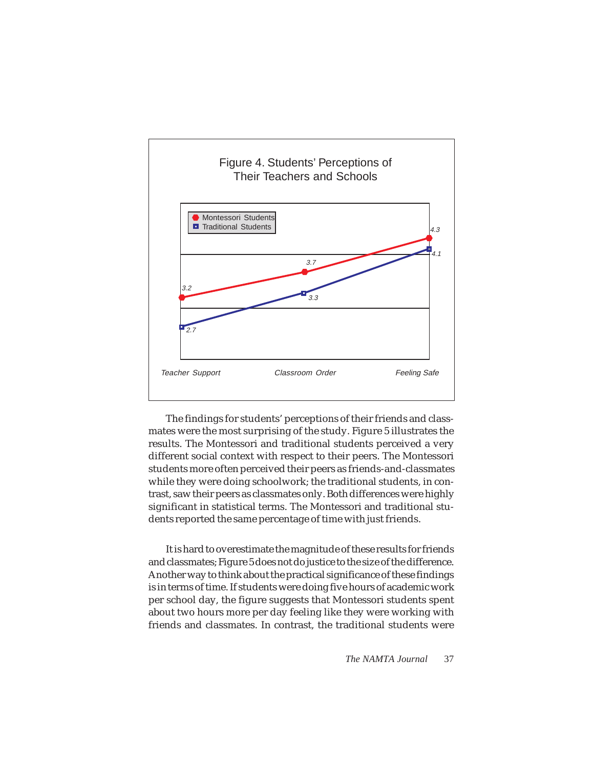Figure 4. Students' Perceptions of Their Teachers and Schools

Montessori Students
Traditional Students

3.2
3.7
4.3
2.7
3.3
4.1

Teacher Support
Classroom Order
Feeling Safe

The findings for students' perceptions of their friends and classmates were the most surprising of the study. Figure 5 illustrates the results. The Montessori and traditional students perceived a very different social context with respect to their peers. The Montessori students more often perceived their peers as friends-and-classmates while they were doing schoolwork; the traditional students, in contrast, saw their peers as classmates only. Both differences were highly significant in statistical terms. The Montessori and traditional students reported the same percentage of time with just friends.

It is hard to overestimate the magnitude of these results for friends and classmates; Figure 5 does not do justice to the size of the difference. Another way to think about the practical significance of these findings is in terms of time. If students were doing five hours of academic work per school day, the figure suggests that Montessori students spent about two hours more per day feeling like they were working with friends and classmates. In contrast, the traditional students were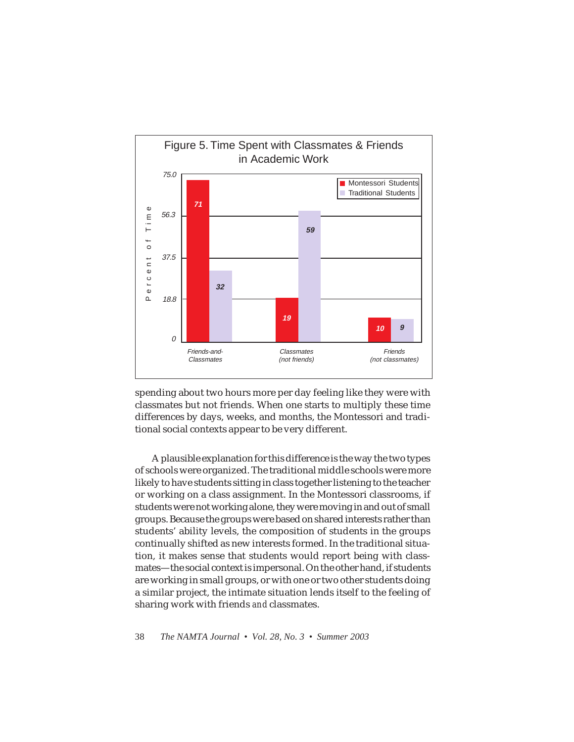Figure 5. Time Spent with Classmates & Friends in Academic Work

Percent of Time

75.0
56.3
37.5
18.8
0

Montessori Students
Traditional Students

71
32
59
19
10
9

Friends-and-Classmates
Classmates (not friends)
Friends (not classmates)

spending about two hours more per day feeling like they were with classmates but not friends. When one starts to multiply these time differences by days, weeks, and months, the Montessori and traditional social contexts appear to be very different.

A plausible explanation for this difference is the way the two types of schools were organized. The traditional middle schools were more likely to have students sitting in class together listening to the teacher or working on a class assignment. In the Montessori classrooms, if students were not working alone, they were moving in and out of small groups. Because the groups were based on shared interests rather than students' ability levels, the composition of students in the groups continually shifted as new interests formed. In the traditional situation, it makes sense that students would report being with classmates—the social context is impersonal. On the other hand, if students are working in small groups, or with one or two other students doing a similar project, the intimate situation lends itself to the feeling of sharing work with friends *and* classmates.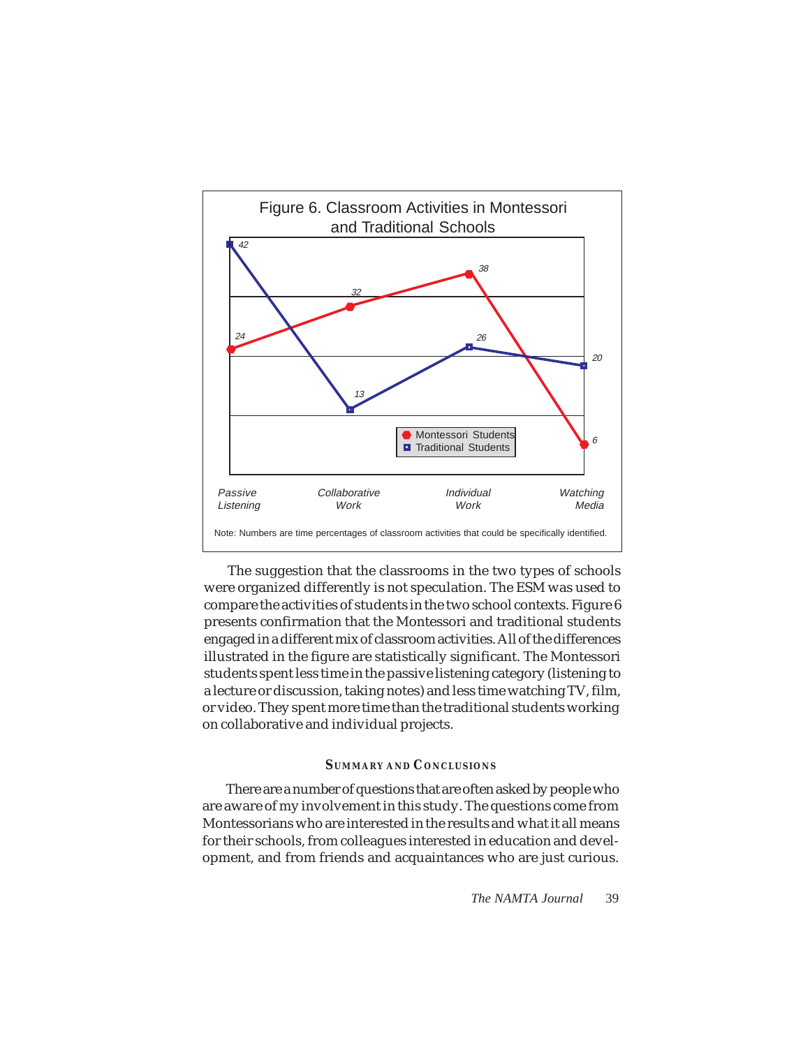Figure 6. Classroom Activities in Montessori and Traditional Schools

42

38

32

26

24

20

13

6

Montessori Students

Traditional Students

Passive Listening

Collaborative Work

Individual Work

Watching Media

Note: Numbers are time percentages of classroom activities that could be specifically identified.

The suggestion that the classrooms in the two types of schools were organized differently is not speculation. The ESM was used to compare the activities of students in the two school contexts. Figure 6 presents confirmation that the Montessori and traditional students engaged in a different mix of classroom activities. All of the differences illustrated in the figure are statistically significant. The Montessori students spent less time in the passive listening category (listening to a lecture or discussion, taking notes) and less time watching TV, film, or video. They spent more time than the traditional students working on collaborative and individual projects.

## Summary and Conclusions

There are a number of questions that are often asked by people who are aware of my involvement in this study. The questions come from Montessorians who are interested in the results and what it all means for their schools, from colleagues interested in education and development, and from friends and acquaintances who are just curious.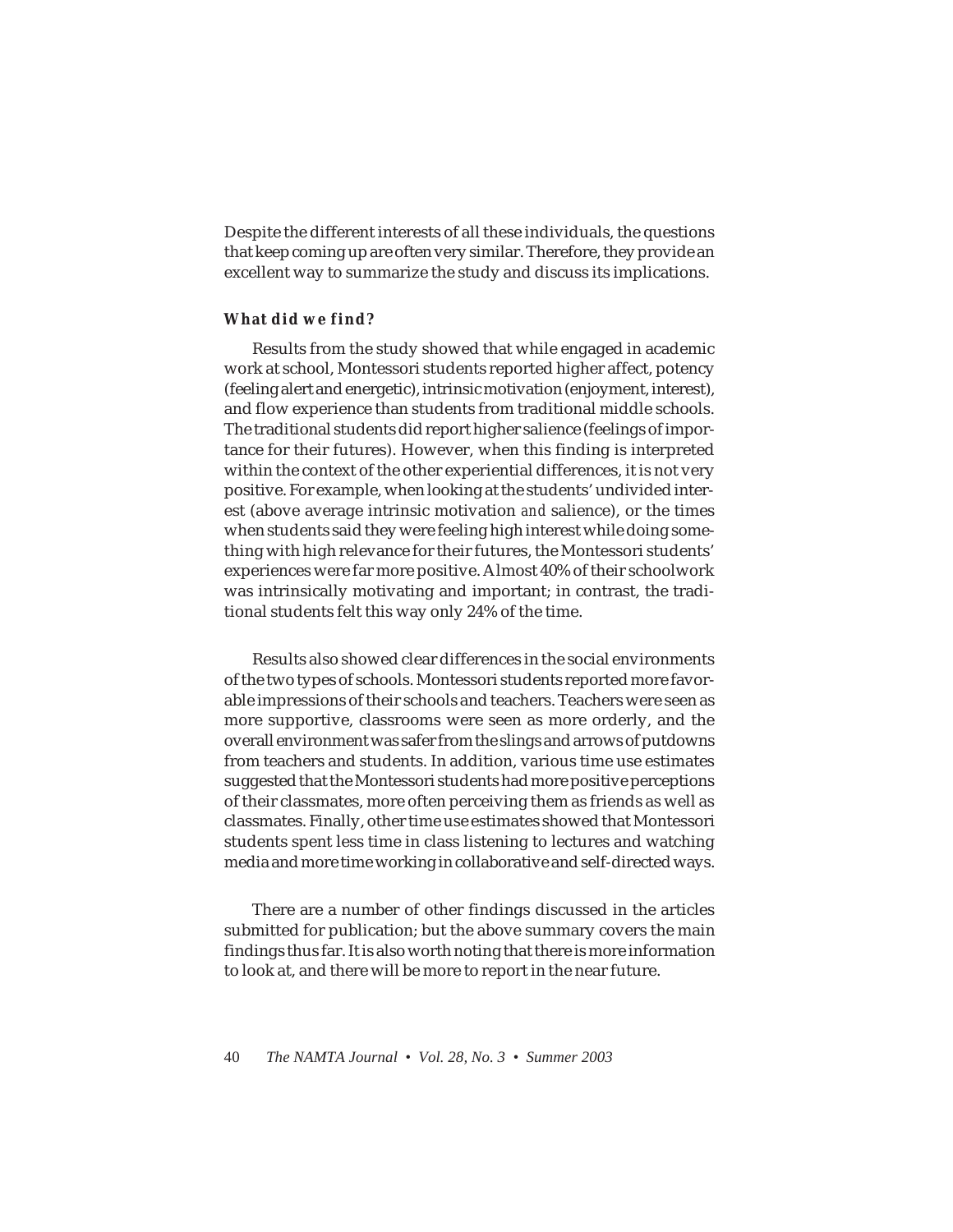Despite the different interests of all these individuals, the questions that keep coming up are often very similar. Therefore, they provide an excellent way to summarize the study and discuss its implications.

### What did we find?

Results from the study showed that while engaged in academic work at school, Montessori students reported higher affect, potency (feeling alert and energetic), intrinsic motivation (enjoyment, interest), and flow experience than students from traditional middle schools. The traditional students did report higher salience (feelings of importance for their futures). However, when this finding is interpreted within the context of the other experiential differences, it is not very positive. For example, when looking at the students' undivided interest (above average intrinsic motivation *and* salience), or the times when students said they were feeling high interest while doing something with high relevance for their futures, the Montessori students' experiences were far more positive. Almost 40% of their schoolwork was intrinsically motivating and important; in contrast, the traditional students felt this way only 24% of the time.

Results also showed clear differences in the social environments of the two types of schools. Montessori students reported more favorable impressions of their schools and teachers. Teachers were seen as more supportive, classrooms were seen as more orderly, and the overall environment was safer from the slings and arrows of putdowns from teachers and students. In addition, various time use estimates suggested that the Montessori students had more positive perceptions of their classmates, more often perceiving them as friends as well as classmates. Finally, other time use estimates showed that Montessori students spent less time in class listening to lectures and watching media and more time working in collaborative and self-directed ways.

There are a number of other findings discussed in the articles submitted for publication; but the above summary covers the main findings thus far. It is also worth noting that there is more information to look at, and there will be more to report in the near future.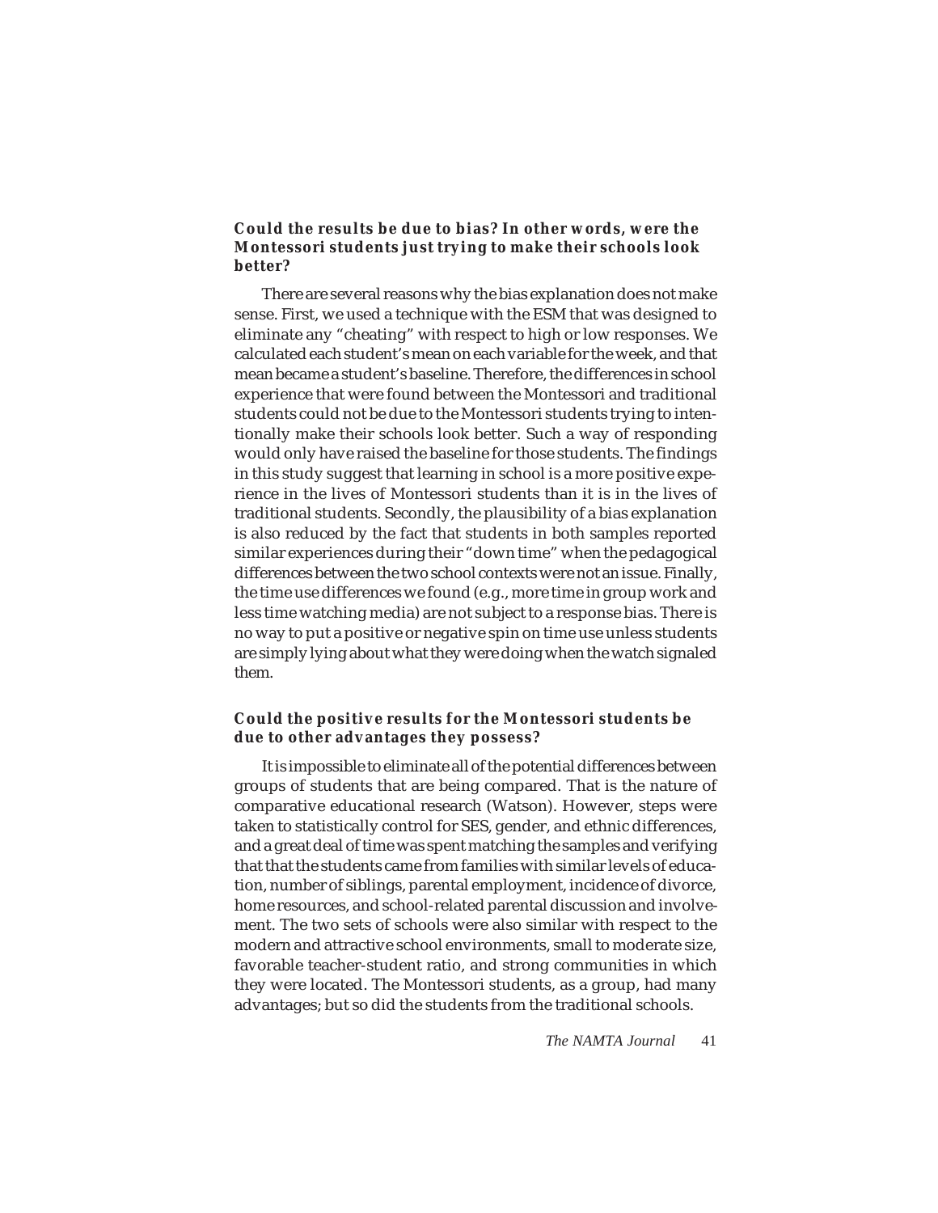### Could the results be due to bias? In other words, were the Montessori students just trying to make their schools look better?

There are several reasons why the bias explanation does not make sense. First, we used a technique with the ESM that was designed to eliminate any "cheating" with respect to high or low responses. We calculated each student's mean on each variable for the week, and that mean became a student's baseline. Therefore, the differences in school experience that were found between the Montessori and traditional students could not be due to the Montessori students trying to intentionally make their schools look better. Such a way of responding would only have raised the baseline for those students. The findings in this study suggest that learning in school is a more positive experience in the lives of Montessori students than it is in the lives of traditional students. Secondly, the plausibility of a bias explanation is also reduced by the fact that students in both samples reported similar experiences during their "down time" when the pedagogical differences between the two school contexts were not an issue. Finally, the time use differences we found (e.g., more time in group work and less time watching media) are not subject to a response bias. There is no way to put a positive or negative spin on time use unless students are simply lying about what they were doing when the watch signaled them.

### Could the positive results for the Montessori students be due to other advantages they possess?

It is impossible to eliminate all of the potential differences between groups of students that are being compared. That is the nature of comparative educational research (Watson). However, steps were taken to statistically control for SES, gender, and ethnic differences, and a great deal of time was spent matching the samples and verifying that that the students came from families with similar levels of education, number of siblings, parental employment, incidence of divorce, home resources, and school-related parental discussion and involvement. The two sets of schools were also similar with respect to the modern and attractive school environments, small to moderate size, favorable teacher-student ratio, and strong communities in which they were located. The Montessori students, as a group, had many advantages; but so did the students from the traditional schools.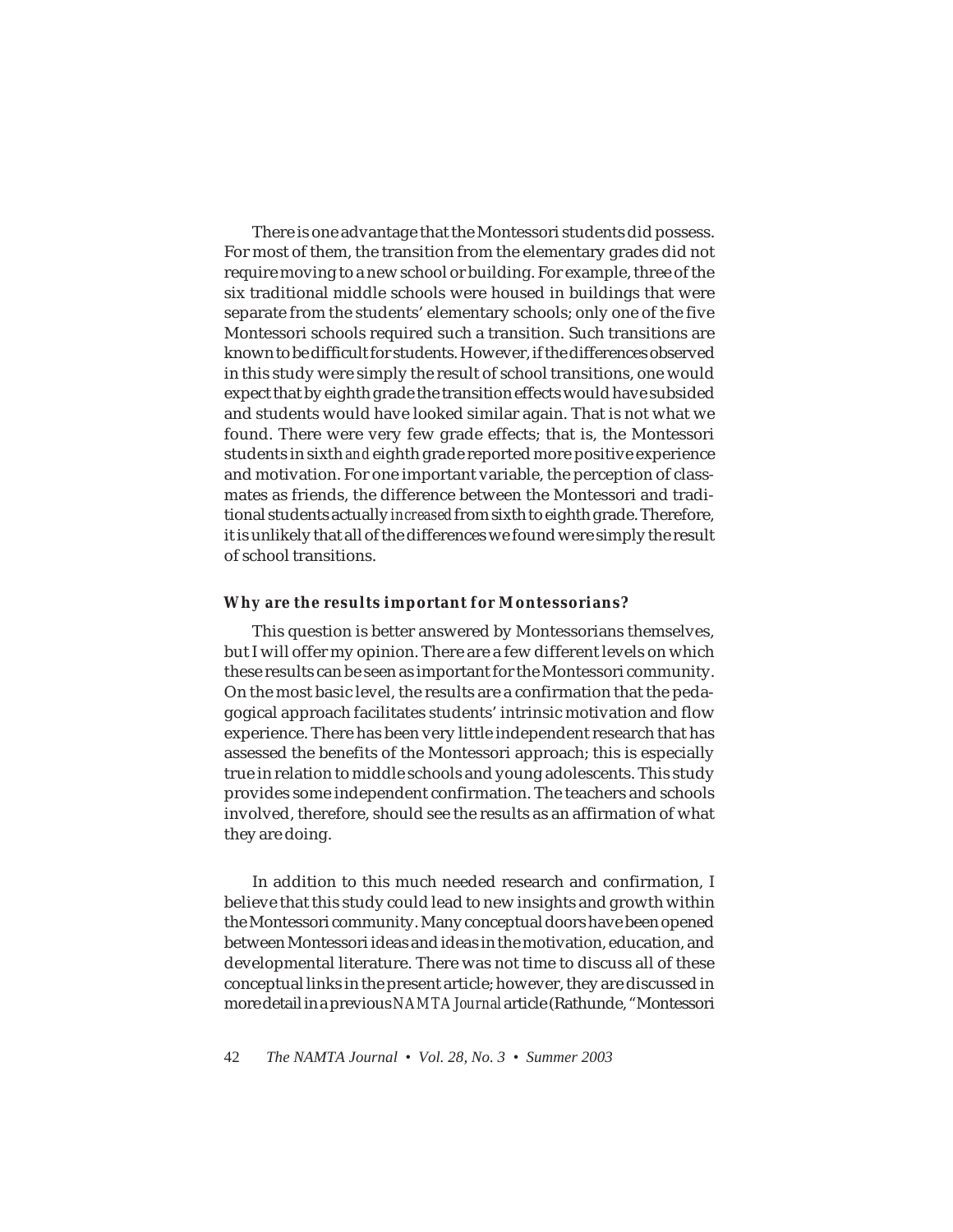There is one advantage that the Montessori students did possess. For most of them, the transition from the elementary grades did not require moving to a new school or building. For example, three of the six traditional middle schools were housed in buildings that were separate from the students' elementary schools; only one of the five Montessori schools required such a transition. Such transitions are known to be difficult for students. However, if the differences observed in this study were simply the result of school transitions, one would expect that by eighth grade the transition effects would have subsided and students would have looked similar again. That is not what we found. There were very few grade effects; that is, the Montessori students in sixth *and* eighth grade reported more positive experience and motivation. For one important variable, the perception of classmates as friends, the difference between the Montessori and traditional students actually *increased* from sixth to eighth grade. Therefore, it is unlikely that all of the differences we found were simply the result of school transitions.

### Why are the results important for Montessorians?

This question is better answered by Montessorians themselves, but I will offer my opinion. There are a few different levels on which these results can be seen as important for the Montessori community. On the most basic level, the results are a confirmation that the pedagogical approach facilitates students' intrinsic motivation and flow experience. There has been very little independent research that has assessed the benefits of the Montessori approach; this is especially true in relation to middle schools and young adolescents. This study provides some independent confirmation. The teachers and schools involved, therefore, should see the results as an affirmation of what they are doing.

In addition to this much needed research and confirmation, I believe that this study could lead to new insights and growth within the Montessori community. Many conceptual doors have been opened between Montessori ideas and ideas in the motivation, education, and developmental literature. There was not time to discuss all of these conceptual links in the present article; however, they are discussed in more detail in a previous *NAMTA Journal* article (Rathunde, "Montessori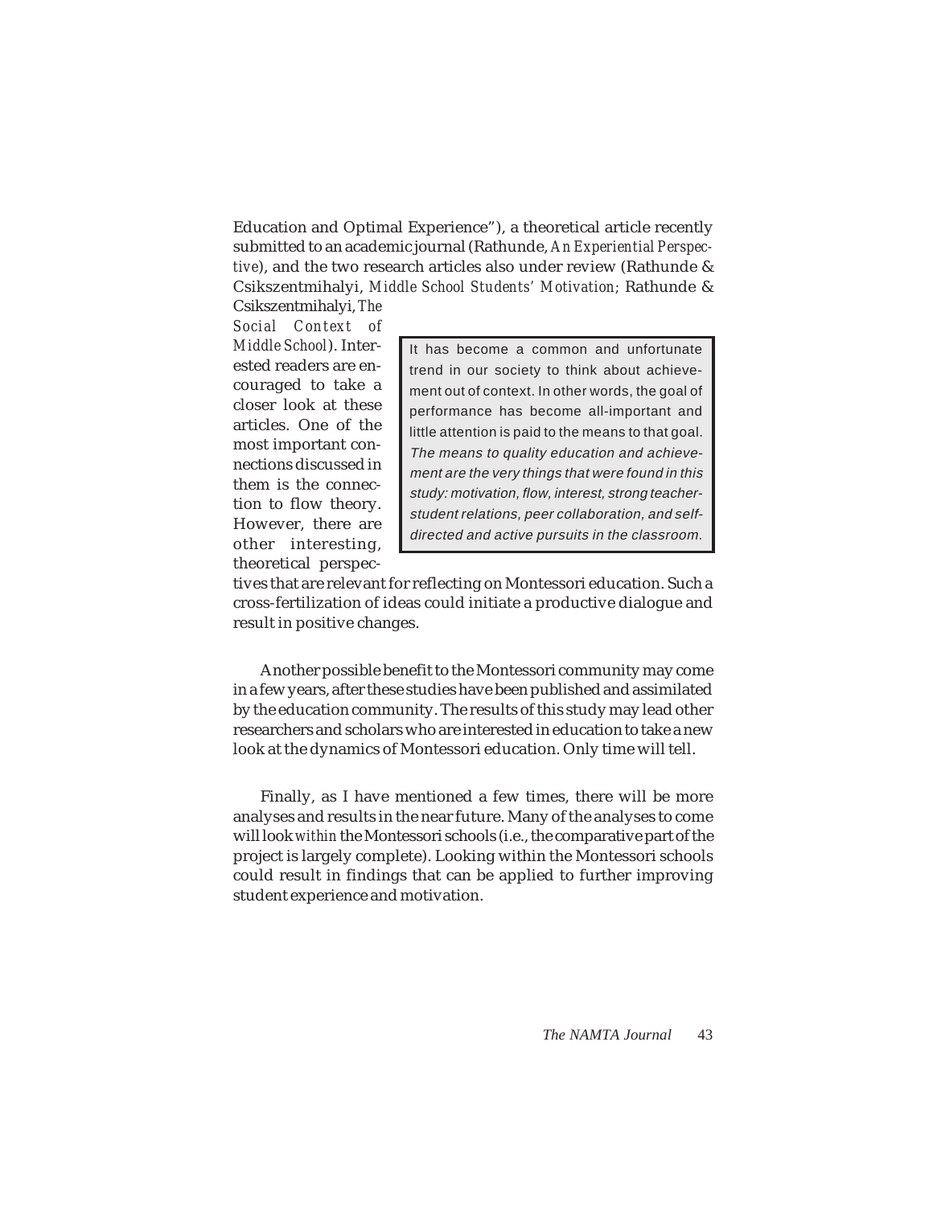Education and Optimal Experience"), a theoretical article recently submitted to an academic journal (Rathunde, *An Experiential Perspective*), and the two research articles also under review (Rathunde & Csikszentmihalyi, *Middle School Students' Motivation;* Rathunde & Csikszentmihalyi, *The Social Context of Middle School*). Interested readers are encouraged to take a closer look at these articles. One of the most important connections discussed in them is the connection to flow theory. However, there are other interesting, theoretical perspectives that are relevant for reflecting on Montessori education. Such a cross-fertilization of ideas could initiate a productive dialogue and result in positive changes.

> It has become a common and unfortunate trend in our society to think about achievement out of context. In other words, the goal of performance has become all-important and little attention is paid to the means to that goal. *The means to quality education and achievement are the very things that were found in this study: motivation, flow, interest, strong teacher-student relations, peer collaboration, and self-directed and active pursuits in the classroom.*

Another possible benefit to the Montessori community may come in a few years, after these studies have been published and assimilated by the education community. The results of this study may lead other researchers and scholars who are interested in education to take a new look at the dynamics of Montessori education. Only time will tell.

Finally, as I have mentioned a few times, there will be more analyses and results in the near future. Many of the analyses to come will look *within* the Montessori schools (i.e., the comparative part of the project is largely complete). Looking within the Montessori schools could result in findings that can be applied to further improving student experience and motivation.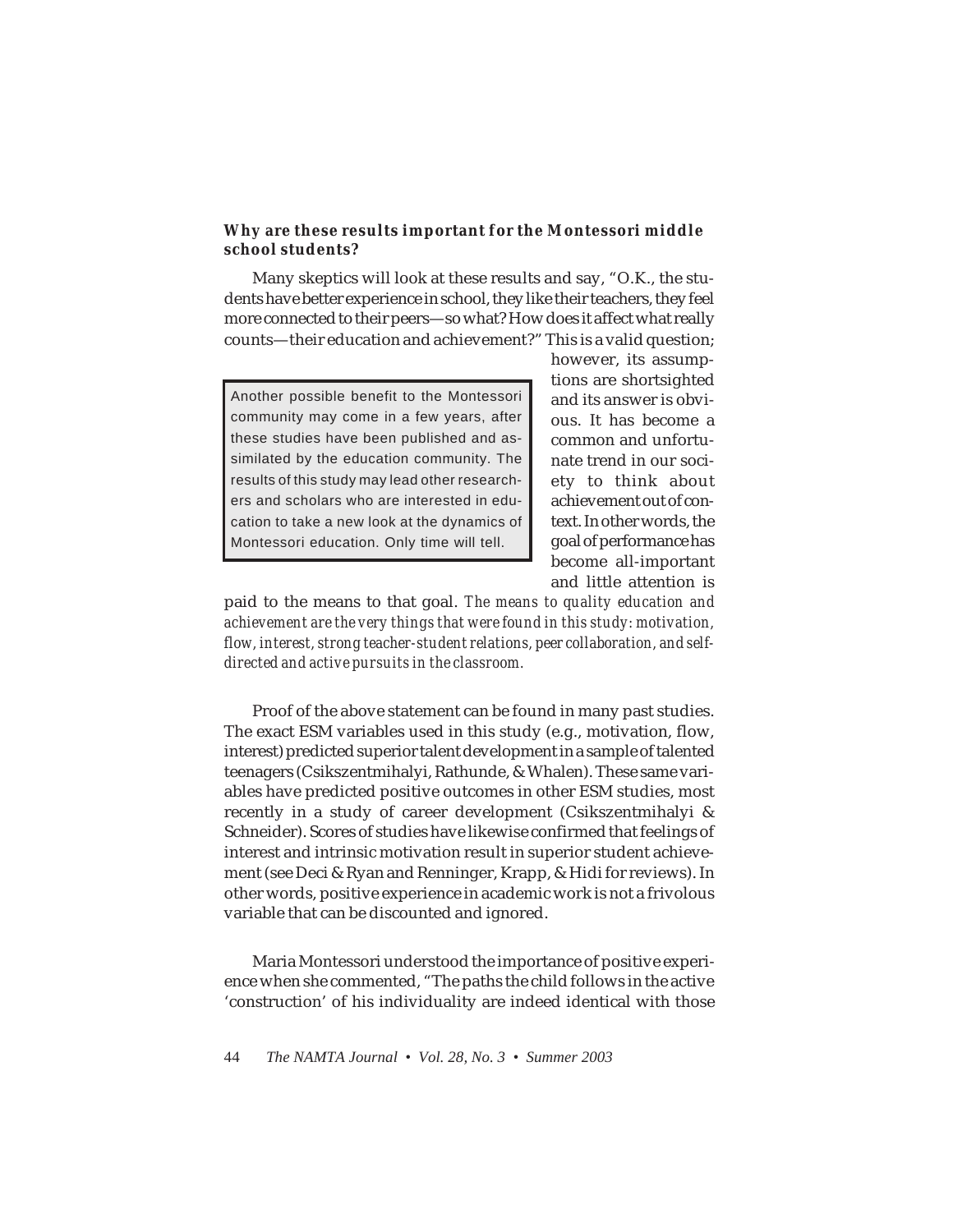**Why are these results important for the Montessori middle school students?**

Many skeptics will look at these results and say, "O.K., the students have better experience in school, they like their teachers, they feel more connected to their peers—so what? How does it affect what really counts—their education and achievement?" This is a valid question; however, its assumptions are shortsighted and its answer is obvious. It has become a common and unfortunate trend in our society to think about achievement out of context. In other words, the goal of performance has become all-important and little attention is paid to the means to that goal. *The means to quality education and achievement are the very things that were found in this study: motivation, flow, interest, strong teacher-student relations, peer collaboration, and self-directed and active pursuits in the classroom.*

> Another possible benefit to the Montessori community may come in a few years, after these studies have been published and assimilated by the education community. The results of this study may lead other researchers and scholars who are interested in education to take a new look at the dynamics of Montessori education. Only time will tell.

Proof of the above statement can be found in many past studies. The exact ESM variables used in this study (e.g., motivation, flow, interest) predicted superior talent development in a sample of talented teenagers (Csikszentmihalyi, Rathunde, & Whalen). These same variables have predicted positive outcomes in other ESM studies, most recently in a study of career development (Csikszentmihalyi & Schneider). Scores of studies have likewise confirmed that feelings of interest and intrinsic motivation result in superior student achievement (see Deci & Ryan and Renninger, Krapp, & Hidi for reviews). In other words, positive experience in academic work is not a frivolous variable that can be discounted and ignored.

Maria Montessori understood the importance of positive experience when she commented, "The paths the child follows in the active 'construction' of his individuality are indeed identical with those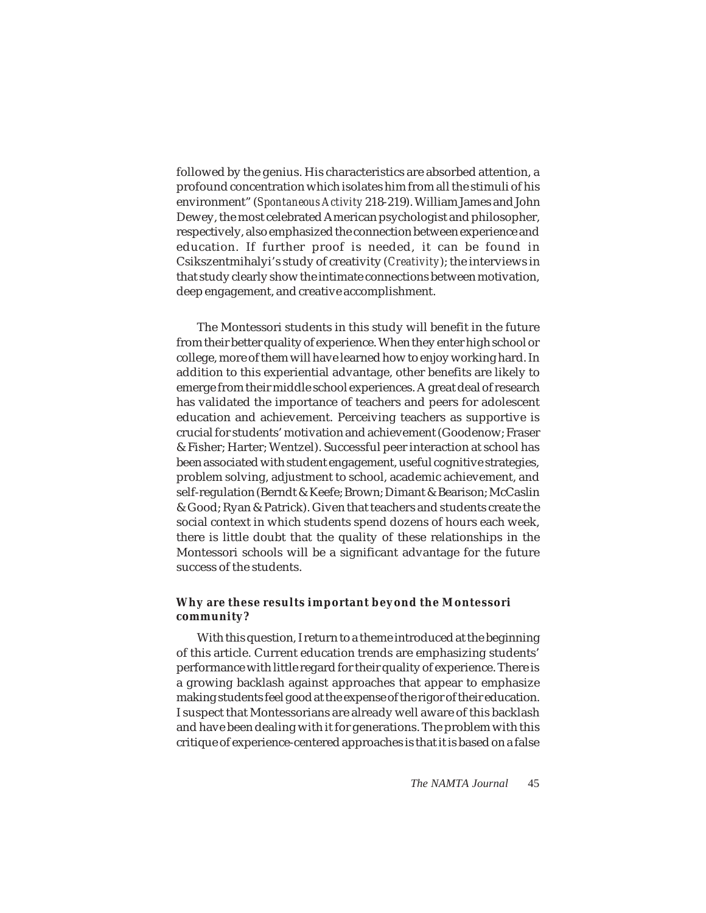followed by the genius. His characteristics are absorbed attention, a profound concentration which isolates him from all the stimuli of his environment" (*Spontaneous Activity* 218-219). William James and John Dewey, the most celebrated American psychologist and philosopher, respectively, also emphasized the connection between experience and education. If further proof is needed, it can be found in Csikszentmihalyi's study of creativity (*Creativity*); the interviews in that study clearly show the intimate connections between motivation, deep engagement, and creative accomplishment.

The Montessori students in this study will benefit in the future from their better quality of experience. When they enter high school or college, more of them will have learned how to enjoy working hard. In addition to this experiential advantage, other benefits are likely to emerge from their middle school experiences. A great deal of research has validated the importance of teachers and peers for adolescent education and achievement. Perceiving teachers as supportive is crucial for students' motivation and achievement (Goodenow; Fraser & Fisher; Harter; Wentzel). Successful peer interaction at school has been associated with student engagement, useful cognitive strategies, problem solving, adjustment to school, academic achievement, and self-regulation (Berndt & Keefe; Brown; Dimant & Bearison; McCaslin & Good; Ryan & Patrick). Given that teachers and students create the social context in which students spend dozens of hours each week, there is little doubt that the quality of these relationships in the Montessori schools will be a significant advantage for the future success of the students.

### Why are these results important beyond the Montessori community?

With this question, I return to a theme introduced at the beginning of this article. Current education trends are emphasizing students' performance with little regard for their quality of experience. There is a growing backlash against approaches that appear to emphasize making students feel good at the expense of the rigor of their education. I suspect that Montessorians are already well aware of this backlash and have been dealing with it for generations. The problem with this critique of experience-centered approaches is that it is based on a false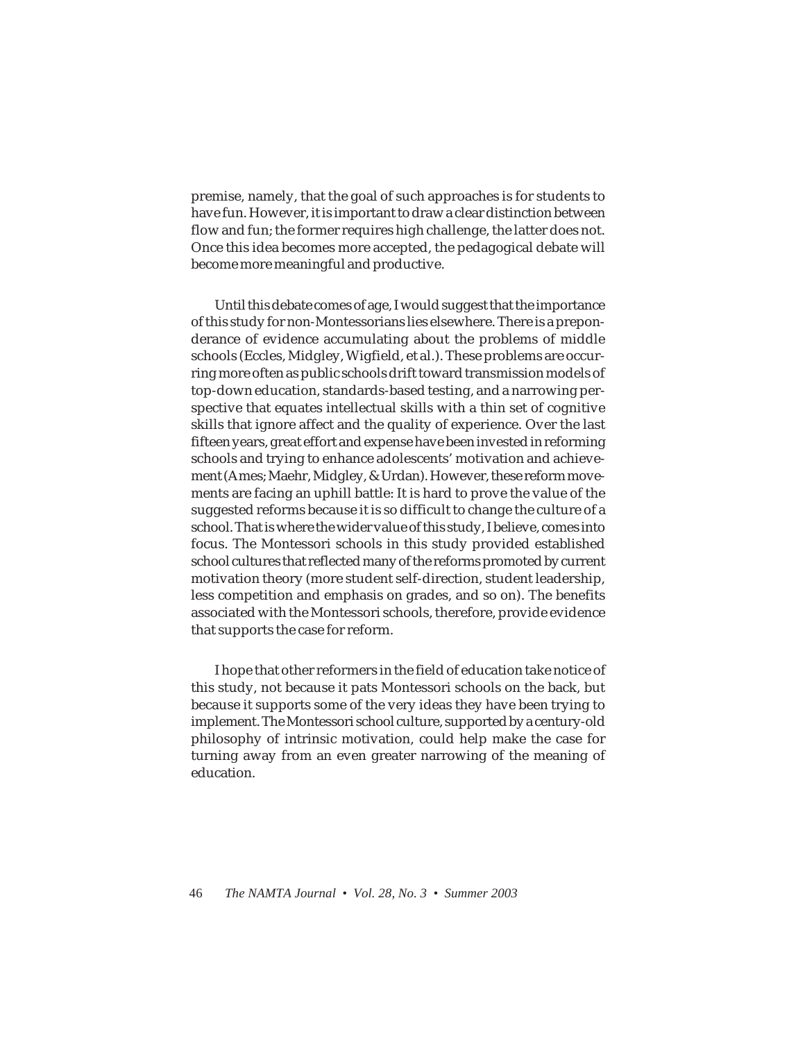premise, namely, that the goal of such approaches is for students to have fun. However, it is important to draw a clear distinction between flow and fun; the former requires high challenge, the latter does not. Once this idea becomes more accepted, the pedagogical debate will become more meaningful and productive.

Until this debate comes of age, I would suggest that the importance of this study for non-Montessorians lies elsewhere. There is a preponderance of evidence accumulating about the problems of middle schools (Eccles, Midgley, Wigfield, et al.). These problems are occurring more often as public schools drift toward transmission models of top-down education, standards-based testing, and a narrowing perspective that equates intellectual skills with a thin set of cognitive skills that ignore affect and the quality of experience. Over the last fifteen years, great effort and expense have been invested in reforming schools and trying to enhance adolescents' motivation and achievement (Ames; Maehr, Midgley, & Urdan). However, these reform movements are facing an uphill battle: It is hard to prove the value of the suggested reforms because it is so difficult to change the culture of a school. That is where the wider value of this study, I believe, comes into focus. The Montessori schools in this study provided established school cultures that reflected many of the reforms promoted by current motivation theory (more student self-direction, student leadership, less competition and emphasis on grades, and so on). The benefits associated with the Montessori schools, therefore, provide evidence that supports the case for reform.

I hope that other reformers in the field of education take notice of this study, not because it pats Montessori schools on the back, but because it supports some of the very ideas they have been trying to implement. The Montessori school culture, supported by a century-old philosophy of intrinsic motivation, could help make the case for turning away from an even greater narrowing of the meaning of education.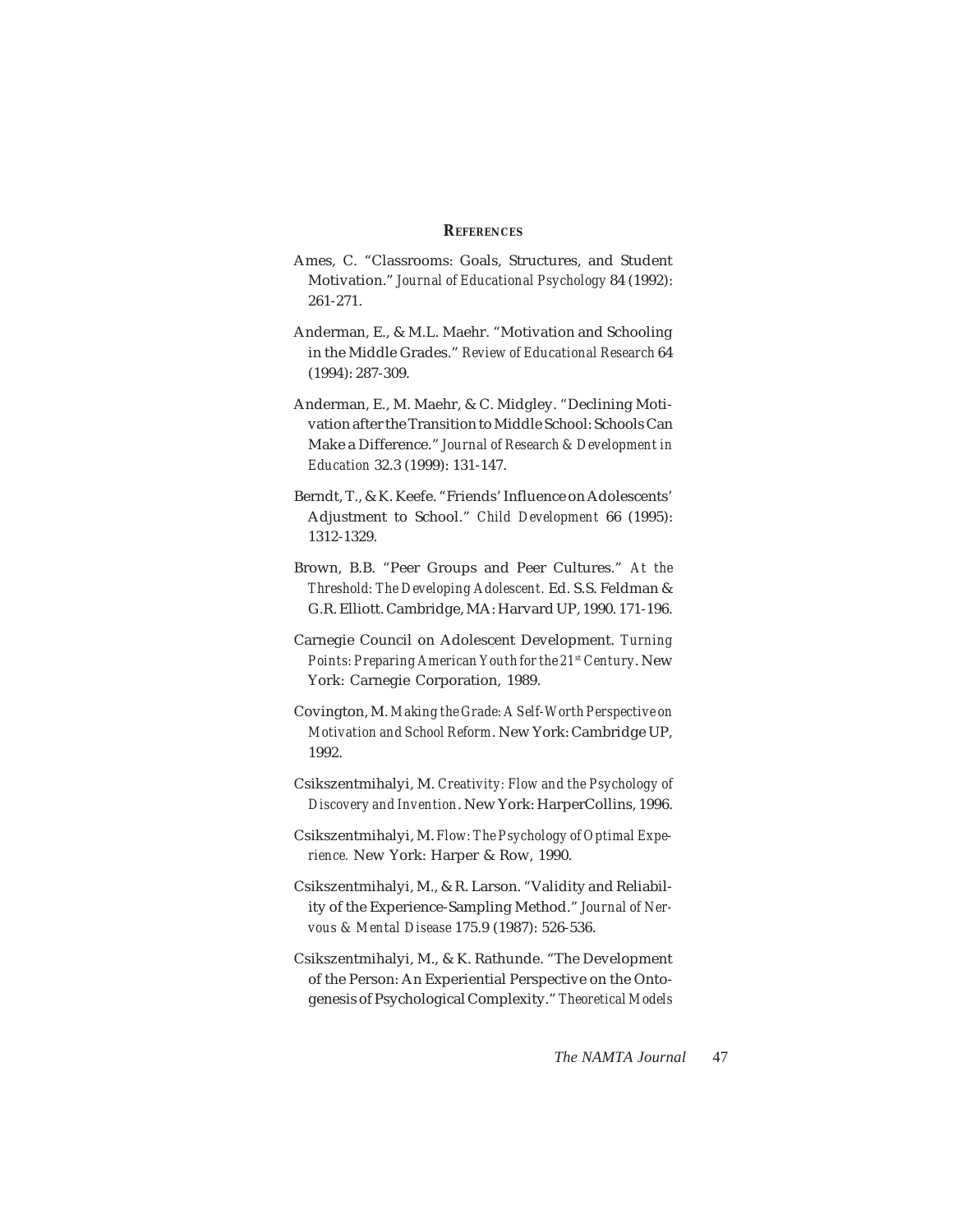## References

Ames, C. "Classrooms: Goals, Structures, and Student Motivation." *Journal of Educational Psychology* 84 (1992): 261-271.

Anderman, E., & M.L. Maehr. "Motivation and Schooling in the Middle Grades." *Review of Educational Research* 64 (1994): 287-309.

Anderman, E., M. Maehr, & C. Midgley. "Declining Motivation after the Transition to Middle School: Schools Can Make a Difference." *Journal of Research & Development in Education* 32.3 (1999): 131-147.

Berndt, T., & K. Keefe. "Friends' Influence on Adolescents' Adjustment to School." *Child Development* 66 (1995): 1312-1329.

Brown, B.B. "Peer Groups and Peer Cultures." *At the Threshold: The Developing Adolescent.* Ed. S.S. Feldman & G.R. Elliott. Cambridge, MA: Harvard UP, 1990. 171-196.

Carnegie Council on Adolescent Development. *Turning Points: Preparing American Youth for the 21st Century*. New York: Carnegie Corporation, 1989.

Covington, M. *Making the Grade: A Self-Worth Perspective on Motivation and School Reform*. New York: Cambridge UP, 1992.

Csikszentmihalyi, M. *Creativity: Flow and the Psychology of Discovery and Invention*. New York: HarperCollins, 1996.

Csikszentmihalyi, M. *Flow: The Psychology of Optimal Experience.* New York: Harper & Row, 1990.

Csikszentmihalyi, M., & R. Larson. "Validity and Reliability of the Experience-Sampling Method." *Journal of Nervous & Mental Disease* 175.9 (1987): 526-536.

Csikszentmihalyi, M., & K. Rathunde. "The Development of the Person: An Experiential Perspective on the Ontogenesis of Psychological Complexity." *Theoretical Models*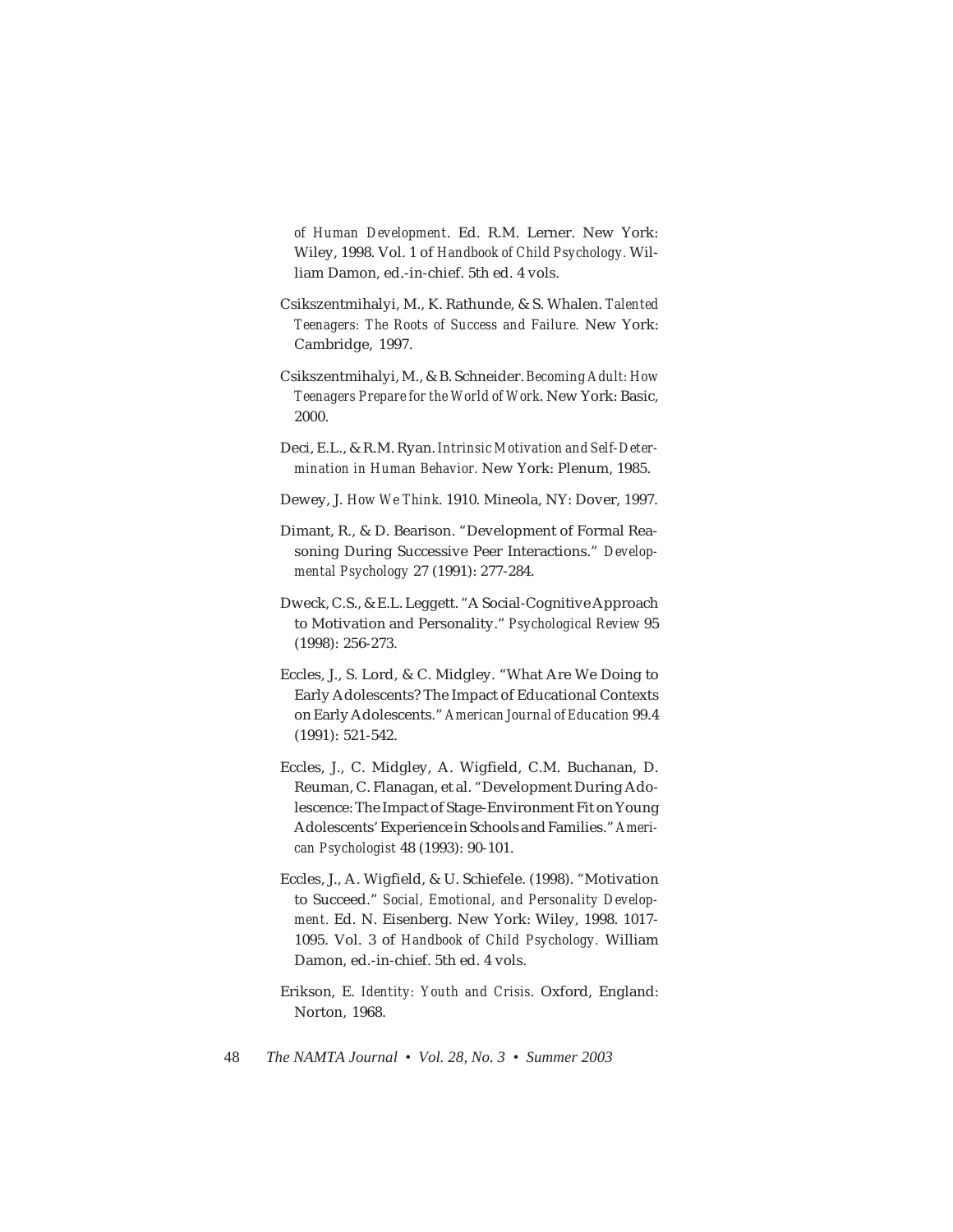*of Human Development*. Ed. R.M. Lerner. New York: Wiley, 1998. Vol. 1 of *Handbook of Child Psychology.* William Damon, ed.-in-chief. 5th ed. 4 vols.

Csikszentmihalyi, M., K. Rathunde, & S. Whalen. *Talented Teenagers: The Roots of Success and Failure.* New York: Cambridge, 1997.

Csikszentmihalyi, M., & B. Schneider. *Becoming Adult: How Teenagers Prepare for the World of Work*. New York: Basic, 2000.

Deci, E.L., & R.M. Ryan. *Intrinsic Motivation and Self-Determination in Human Behavior.* New York: Plenum, 1985.

Dewey, J. *How We Think*. 1910. Mineola, NY: Dover, 1997.

Dimant, R., & D. Bearison. "Development of Formal Reasoning During Successive Peer Interactions." *Developmental Psychology* 27 (1991): 277-284.

Dweck, C.S., & E.L. Leggett. "A Social-Cognitive Approach to Motivation and Personality." *Psychological Review* 95 (1998): 256-273.

Eccles, J., S. Lord, & C. Midgley. "What Are We Doing to Early Adolescents? The Impact of Educational Contexts on Early Adolescents." *American Journal of Education* 99.4 (1991): 521-542.

Eccles, J., C. Midgley, A. Wigfield, C.M. Buchanan, D. Reuman, C. Flanagan, et al. "Development During Adolescence: The Impact of Stage-Environment Fit on Young Adolescents' Experience in Schools and Families." *American Psychologist* 48 (1993): 90-101.

Eccles, J., A. Wigfield, & U. Schiefele. (1998). "Motivation to Succeed." *Social, Emotional, and Personality Development.* Ed. N. Eisenberg. New York: Wiley, 1998. 1017-1095. Vol. 3 of *Handbook of Child Psychology.* William Damon, ed.-in-chief. 5th ed. 4 vols.

Erikson, E. *Identity: Youth and Crisis*. Oxford, England: Norton, 1968.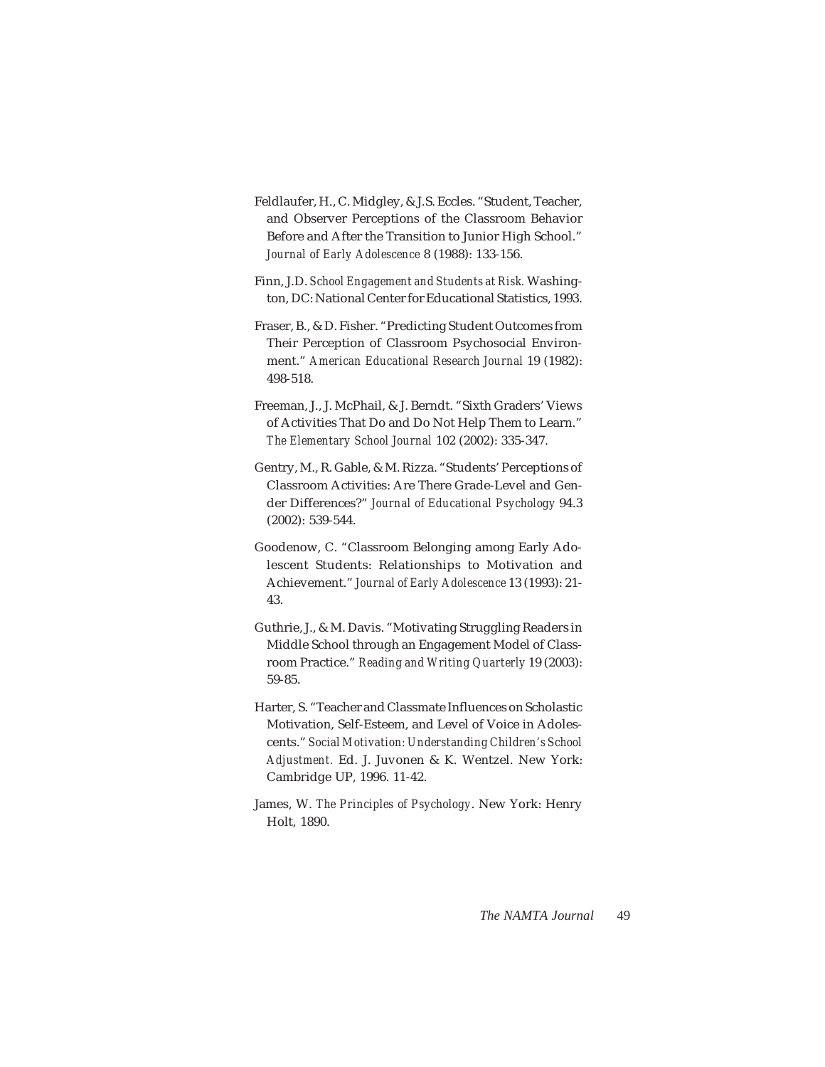Feldlaufer, H., C. Midgley, & J.S. Eccles. "Student, Teacher, and Observer Perceptions of the Classroom Behavior Before and After the Transition to Junior High School." *Journal of Early Adolescence* 8 (1988): 133-156.

Finn, J.D. *School Engagement and Students at Risk.* Washington, DC: National Center for Educational Statistics, 1993.

Fraser, B., & D. Fisher. "Predicting Student Outcomes from Their Perception of Classroom Psychosocial Environment." *American Educational Research Journal* 19 (1982): 498-518.

Freeman, J., J. McPhail, & J. Berndt. "Sixth Graders' Views of Activities That Do and Do Not Help Them to Learn." *The Elementary School Journal* 102 (2002): 335-347.

Gentry, M., R. Gable, & M. Rizza. "Students' Perceptions of Classroom Activities: Are There Grade-Level and Gender Differences?" *Journal of Educational Psychology* 94.3 (2002): 539-544.

Goodenow, C. "Classroom Belonging among Early Adolescent Students: Relationships to Motivation and Achievement." *Journal of Early Adolescence* 13 (1993): 21-43.

Guthrie, J., & M. Davis. "Motivating Struggling Readers in Middle School through an Engagement Model of Classroom Practice." *Reading and Writing Quarterly* 19 (2003): 59-85.

Harter, S. "Teacher and Classmate Influences on Scholastic Motivation, Self-Esteem, and Level of Voice in Adolescents." *Social Motivation: Understanding Children's School Adjustment.* Ed. J. Juvonen & K. Wentzel. New York: Cambridge UP, 1996. 11-42.

James, W. *The Principles of Psychology*. New York: Henry Holt, 1890.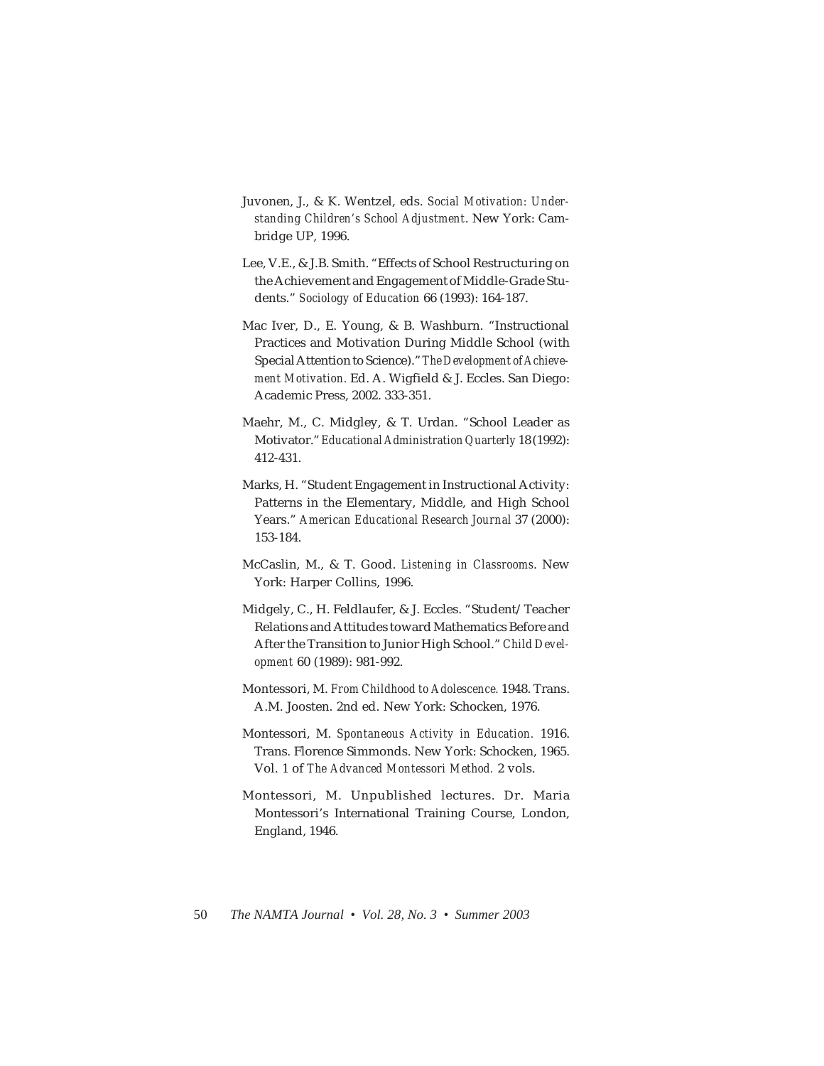Juvonen, J., & K. Wentzel, eds. *Social Motivation: Understanding Children's School Adjustment*. New York: Cambridge UP, 1996.

Lee, V.E., & J.B. Smith. "Effects of School Restructuring on the Achievement and Engagement of Middle-Grade Students." *Sociology of Education* 66 (1993): 164-187.

Mac Iver, D., E. Young, & B. Washburn. "Instructional Practices and Motivation During Middle School (with Special Attention to Science)." *The Development of Achievement Motivation.* Ed. A. Wigfield & J. Eccles. San Diego: Academic Press, 2002. 333-351.

Maehr, M., C. Midgley, & T. Urdan. "School Leader as Motivator." *Educational Administration Quarterly* 18 (1992): 412-431.

Marks, H. "Student Engagement in Instructional Activity: Patterns in the Elementary, Middle, and High School Years." *American Educational Research Journal* 37 (2000): 153-184.

McCaslin, M., & T. Good. *Listening in Classrooms*. New York: Harper Collins, 1996.

Midgely, C., H. Feldlaufer, & J. Eccles. "Student/Teacher Relations and Attitudes toward Mathematics Before and After the Transition to Junior High School." *Child Development* 60 (1989): 981-992.

Montessori, M. *From Childhood to Adolescence.* 1948. Trans. A.M. Joosten. 2nd ed. New York: Schocken, 1976.

Montessori, M. *Spontaneous Activity in Education.* 1916. Trans. Florence Simmonds. New York: Schocken, 1965. Vol. 1 of *The Advanced Montessori Method.* 2 vols.

Montessori, M. Unpublished lectures. Dr. Maria Montessori's International Training Course, London, England, 1946.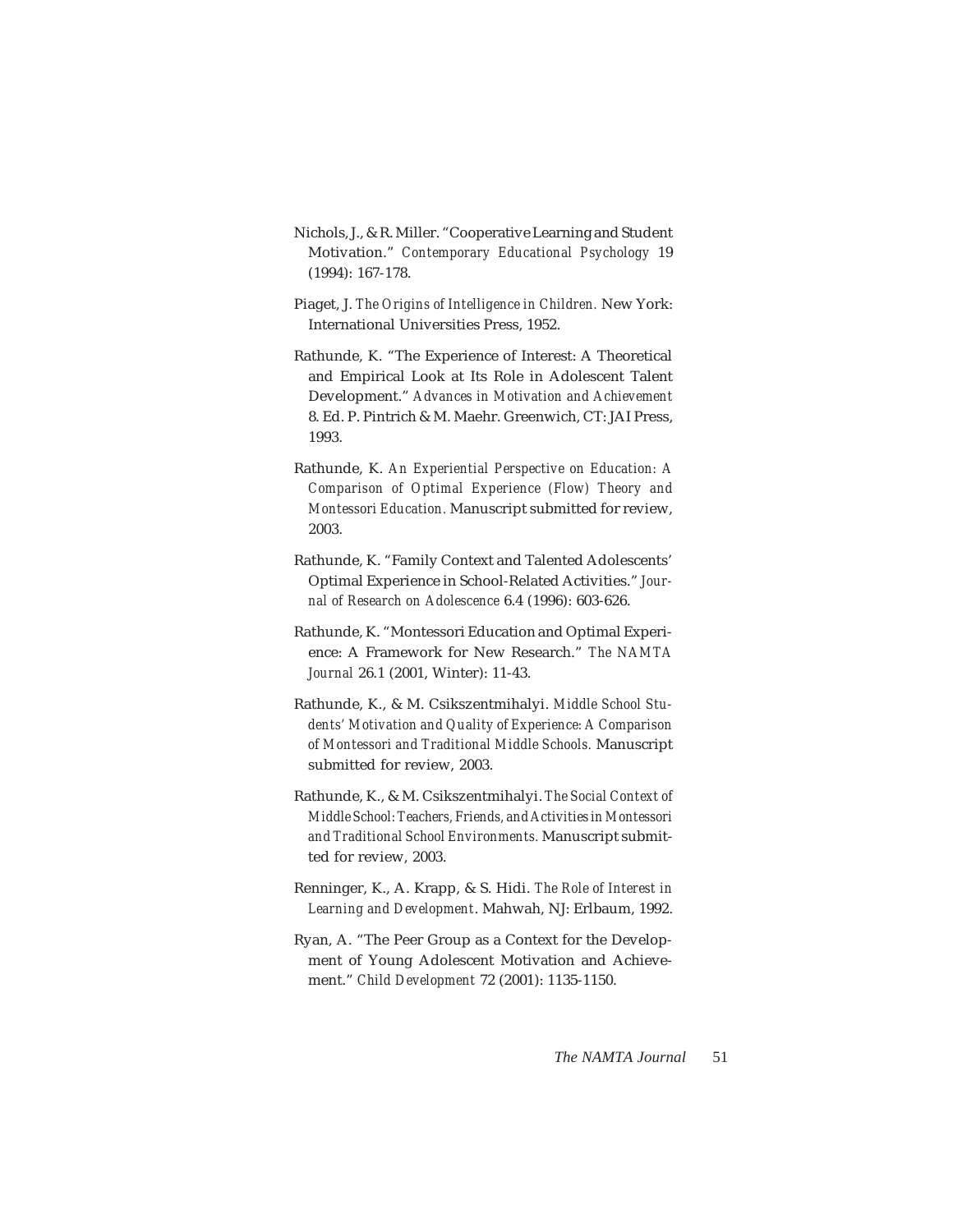Nichols, J., & R. Miller. "Cooperative Learning and Student Motivation." *Contemporary Educational Psychology* 19 (1994): 167-178.

Piaget, J. *The Origins of Intelligence in Children.* New York: International Universities Press, 1952.

Rathunde, K. "The Experience of Interest: A Theoretical and Empirical Look at Its Role in Adolescent Talent Development." *Advances in Motivation and Achievement* 8. Ed. P. Pintrich & M. Maehr. Greenwich, CT: JAI Press, 1993.

Rathunde, K. *An Experiential Perspective on Education: A Comparison of Optimal Experience (Flow) Theory and Montessori Education.* Manuscript submitted for review, 2003.

Rathunde, K. "Family Context and Talented Adolescents' Optimal Experience in School-Related Activities." *Journal of Research on Adolescence* 6.4 (1996): 603-626.

Rathunde, K. "Montessori Education and Optimal Experience: A Framework for New Research." *The NAMTA Journal* 26.1 (2001, Winter): 11-43.

Rathunde, K., & M. Csikszentmihalyi. *Middle School Students' Motivation and Quality of Experience: A Comparison of Montessori and Traditional Middle Schools.* Manuscript submitted for review, 2003.

Rathunde, K., & M. Csikszentmihalyi. *The Social Context of Middle School: Teachers, Friends, and Activities in Montessori and Traditional School Environments.* Manuscript submitted for review, 2003.

Renninger, K., A. Krapp, & S. Hidi. *The Role of Interest in Learning and Development.* Mahwah, NJ: Erlbaum, 1992.

Ryan, A. "The Peer Group as a Context for the Development of Young Adolescent Motivation and Achievement." *Child Development* 72 (2001): 1135-1150.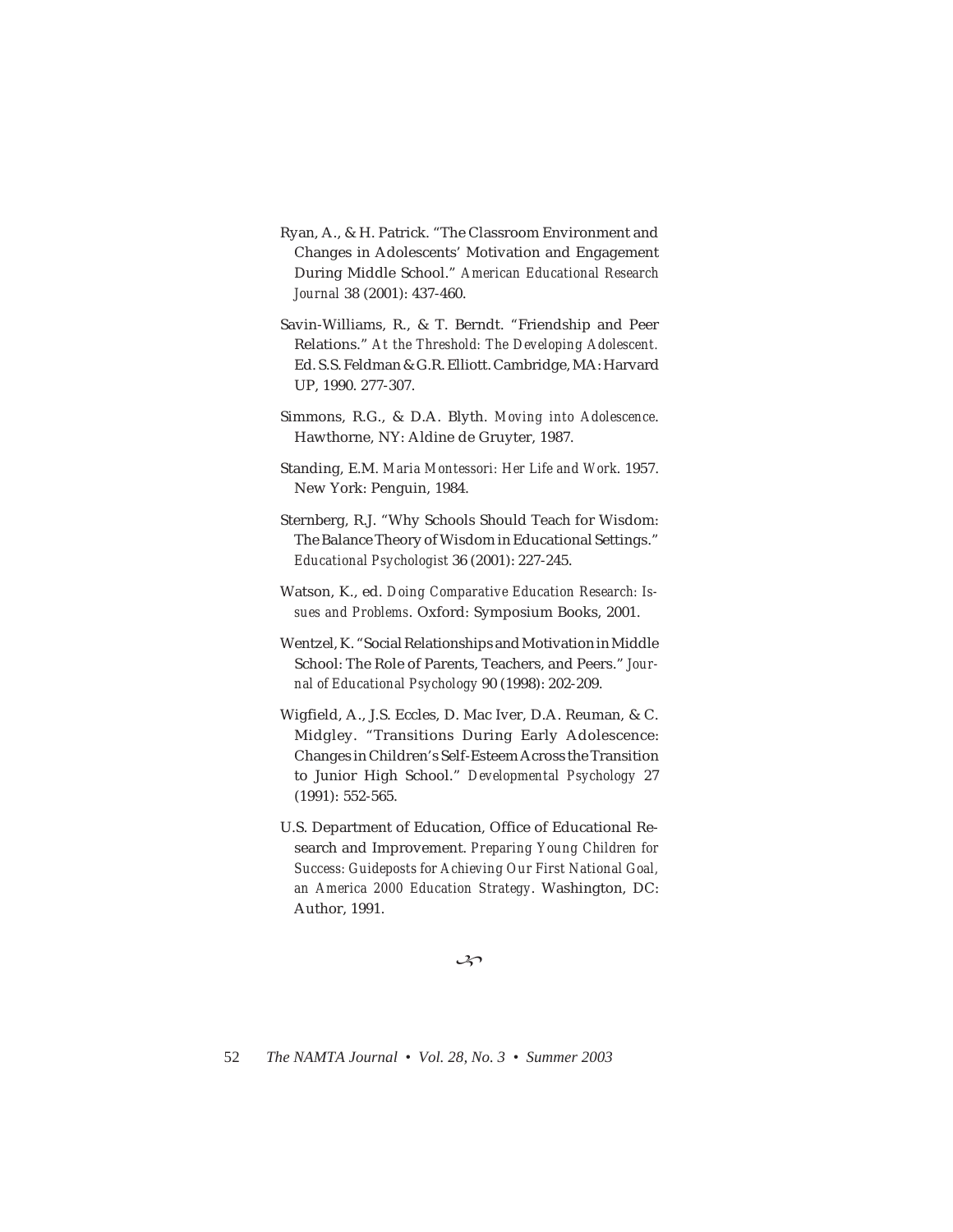Ryan, A., & H. Patrick. "The Classroom Environment and Changes in Adolescents' Motivation and Engagement During Middle School." *American Educational Research Journal* 38 (2001): 437-460.

Savin-Williams, R., & T. Berndt. "Friendship and Peer Relations." *At the Threshold: The Developing Adolescent.* Ed. S.S. Feldman & G.R. Elliott. Cambridge, MA: Harvard UP, 1990. 277-307.

Simmons, R.G., & D.A. Blyth. *Moving into Adolescence*. Hawthorne, NY: Aldine de Gruyter, 1987.

Standing, E.M. *Maria Montessori: Her Life and Work*. 1957. New York: Penguin, 1984.

Sternberg, R.J. "Why Schools Should Teach for Wisdom: The Balance Theory of Wisdom in Educational Settings." *Educational Psychologist* 36 (2001): 227-245.

Watson, K., ed. *Doing Comparative Education Research: Issues and Problems*. Oxford: Symposium Books, 2001.

Wentzel, K. "Social Relationships and Motivation in Middle School: The Role of Parents, Teachers, and Peers." *Journal of Educational Psychology* 90 (1998): 202-209.

Wigfield, A., J.S. Eccles, D. Mac Iver, D.A. Reuman, & C. Midgley. "Transitions During Early Adolescence: Changes in Children's Self-Esteem Across the Transition to Junior High School." *Developmental Psychology* 27 (1991): 552-565.

U.S. Department of Education, Office of Educational Research and Improvement. *Preparing Young Children for Success: Guideposts for Achieving Our First National Goal, an America 2000 Education Strategy*. Washington, DC: Author, 1991.